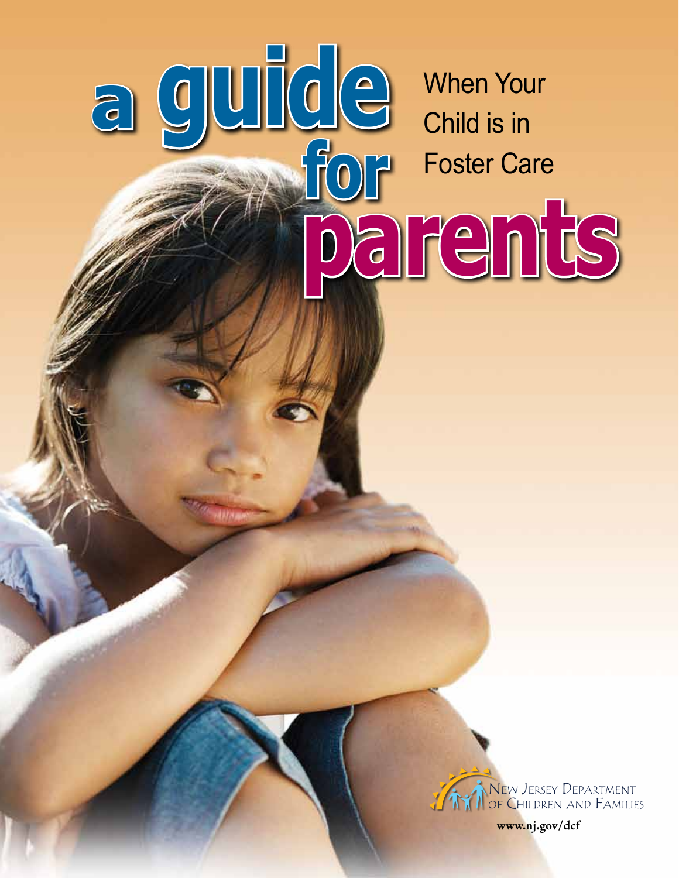# a guide for parents

When Your Child is in Foster Care

New Jersey Department of Children and Families

www.nj.gov/dcf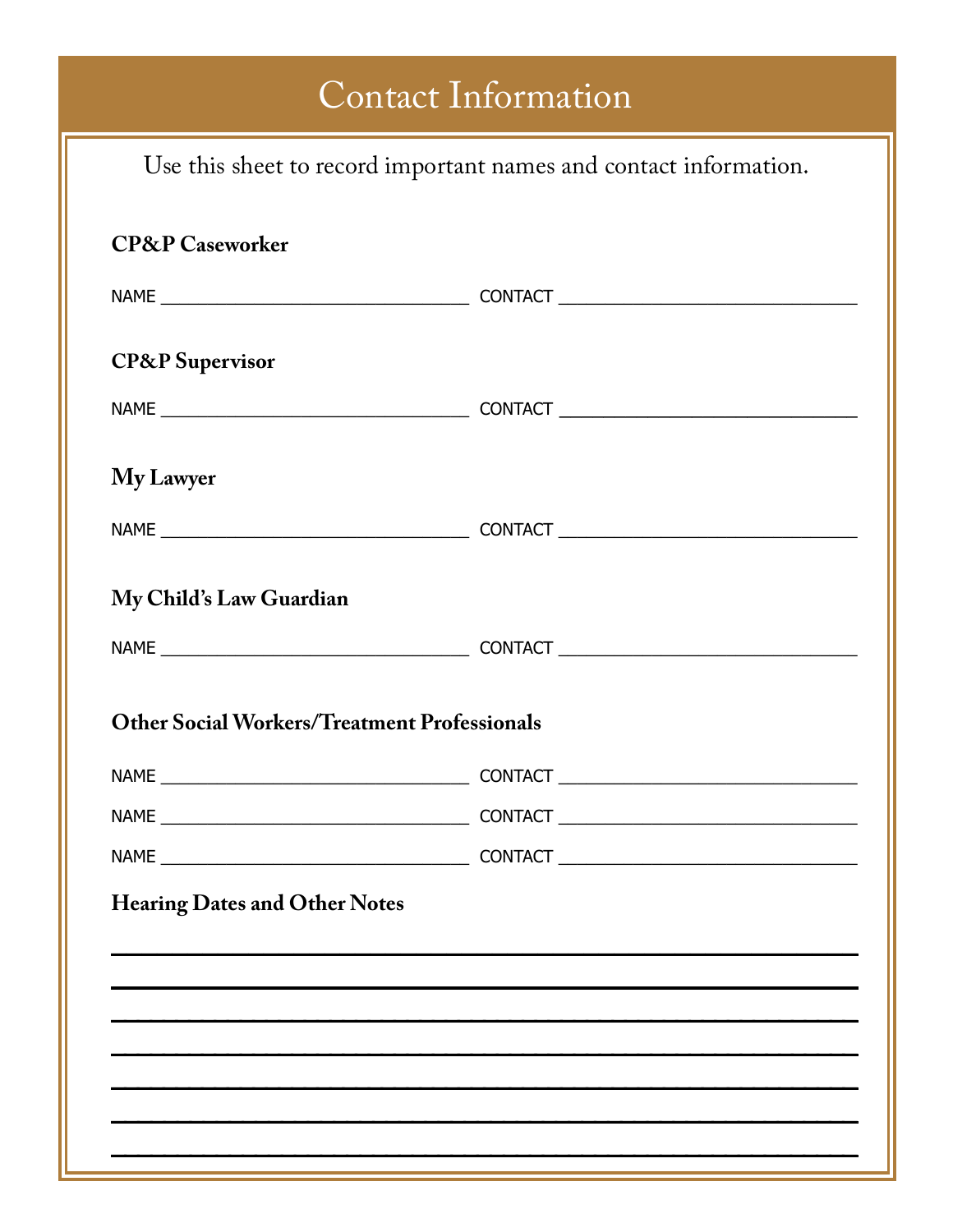# Contact Information

Use this sheet to record important names and contact information.

**CP&P Caseworker**

NAME ______________________________ CONTACT ______________________________

**CP&P Supervisor**

NAME ______________________________ CONTACT ______________________________

**My Lawyer**

NAME ______________________________ CONTACT ______________________________

**My Child's Law Guardian**

NAME ______________________________ CONTACT ______________________________

**Other Social Workers/Treatment Professionals**

NAME ______________________________ CONTACT ______________________________

NAME ______________________________ CONTACT ______________________________

NAME ______________________________ CONTACT ______________________________

**Hearing Dates and Other Notes**

______________________________________________________________________

______________________________________________________________________

______________________________________________________________________

______________________________________________________________________

______________________________________________________________________

______________________________________________________________________

______________________________________________________________________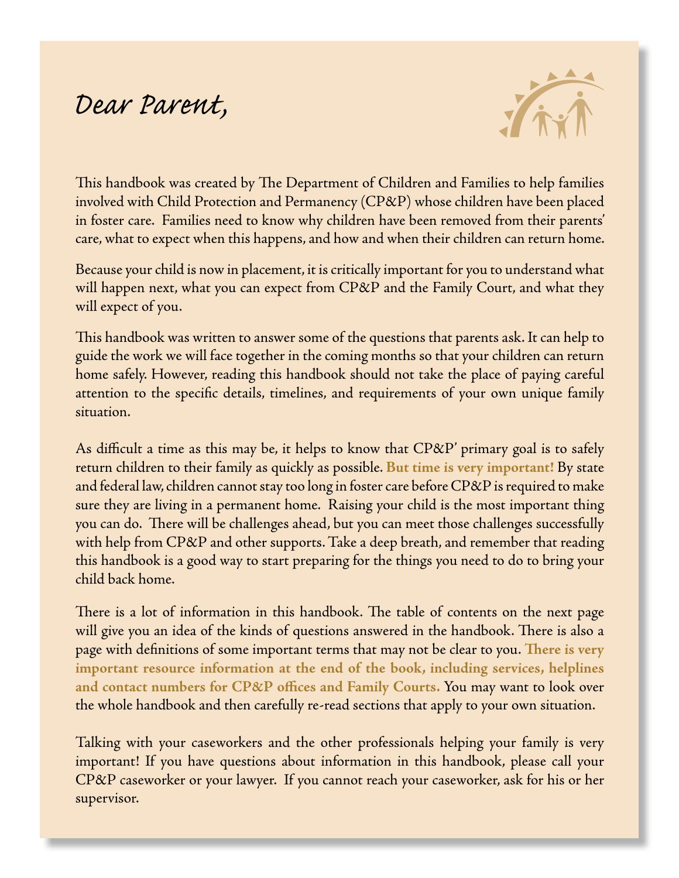# Dear Parent,

This handbook was created by The Department of Children and Families to help families involved with Child Protection and Permanency (CP&P) whose children have been placed in foster care. Families need to know why children have been removed from their parents' care, what to expect when this happens, and how and when their children can return home.

Because your child is now in placement, it is critically important for you to understand what will happen next, what you can expect from CP&P and the Family Court, and what they will expect of you.

This handbook was written to answer some of the questions that parents ask. It can help to guide the work we will face together in the coming months so that your children can return home safely. However, reading this handbook should not take the place of paying careful attention to the specific details, timelines, and requirements of your own unique family situation.

As difficult a time as this may be, it helps to know that CP&P' primary goal is to safely return children to their family as quickly as possible. **But time is very important!** By state and federal law, children cannot stay too long in foster care before CP&P is required to make sure they are living in a permanent home. Raising your child is the most important thing you can do. There will be challenges ahead, but you can meet those challenges successfully with help from CP&P and other supports. Take a deep breath, and remember that reading this handbook is a good way to start preparing for the things you need to do to bring your child back home.

There is a lot of information in this handbook. The table of contents on the next page will give you an idea of the kinds of questions answered in the handbook. There is also a page with definitions of some important terms that may not be clear to you. **There is very important resource information at the end of the book, including services, helplines and contact numbers for CP&P offices and Family Courts.** You may want to look over the whole handbook and then carefully re-read sections that apply to your own situation.

Talking with your caseworkers and the other professionals helping your family is very important! If you have questions about information in this handbook, please call your CP&P caseworker or your lawyer. If you cannot reach your caseworker, ask for his or her supervisor.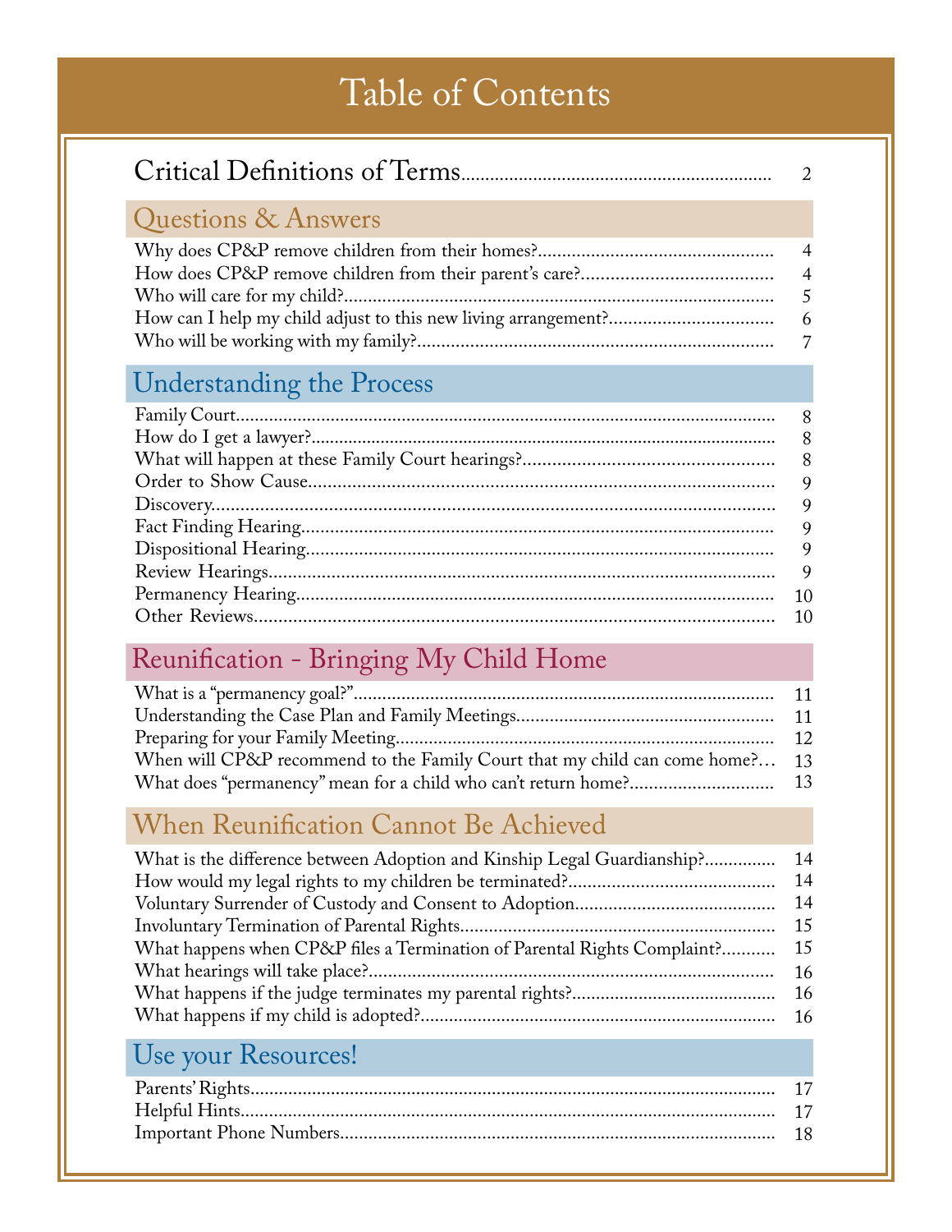# Table of Contents

Critical Definitions of Terms .......... 2

## Questions & Answers

- Why does CP&P remove children from their homes? .......... 4
- How does CP&P remove children from their parent's care? .......... 4
- Who will care for my child? .......... 5
- How can I help my child adjust to this new living arrangement? .......... 6
- Who will be working with my family? .......... 7

## Understanding the Process

- Family Court .......... 8
- How do I get a lawyer? .......... 8
- What will happen at these Family Court hearings? .......... 8
- Order to Show Cause .......... 9
- Discovery .......... 9
- Fact Finding Hearing .......... 9
- Dispositional Hearing .......... 9
- Review Hearings .......... 9
- Permanency Hearing .......... 10
- Other Reviews .......... 10

## Reunification - Bringing My Child Home

- What is a "permanency goal?" .......... 11
- Understanding the Case Plan and Family Meetings .......... 11
- Preparing for your Family Meeting .......... 12
- When will CP&P recommend to the Family Court that my child can come home? .......... 13
- What does "permanency" mean for a child who can't return home? .......... 13

## When Reunification Cannot Be Achieved

- What is the difference between Adoption and Kinship Legal Guardianship? .......... 14
- How would my legal rights to my children be terminated? .......... 14
- Voluntary Surrender of Custody and Consent to Adoption .......... 14
- Involuntary Termination of Parental Rights .......... 15
- What happens when CP&P files a Termination of Parental Rights Complaint? .......... 15
- What hearings will take place? .......... 16
- What happens if the judge terminates my parental rights? .......... 16
- What happens if my child is adopted? .......... 16

## Use your Resources!

- Parents' Rights .......... 17
- Helpful Hints .......... 17
- Important Phone Numbers .......... 18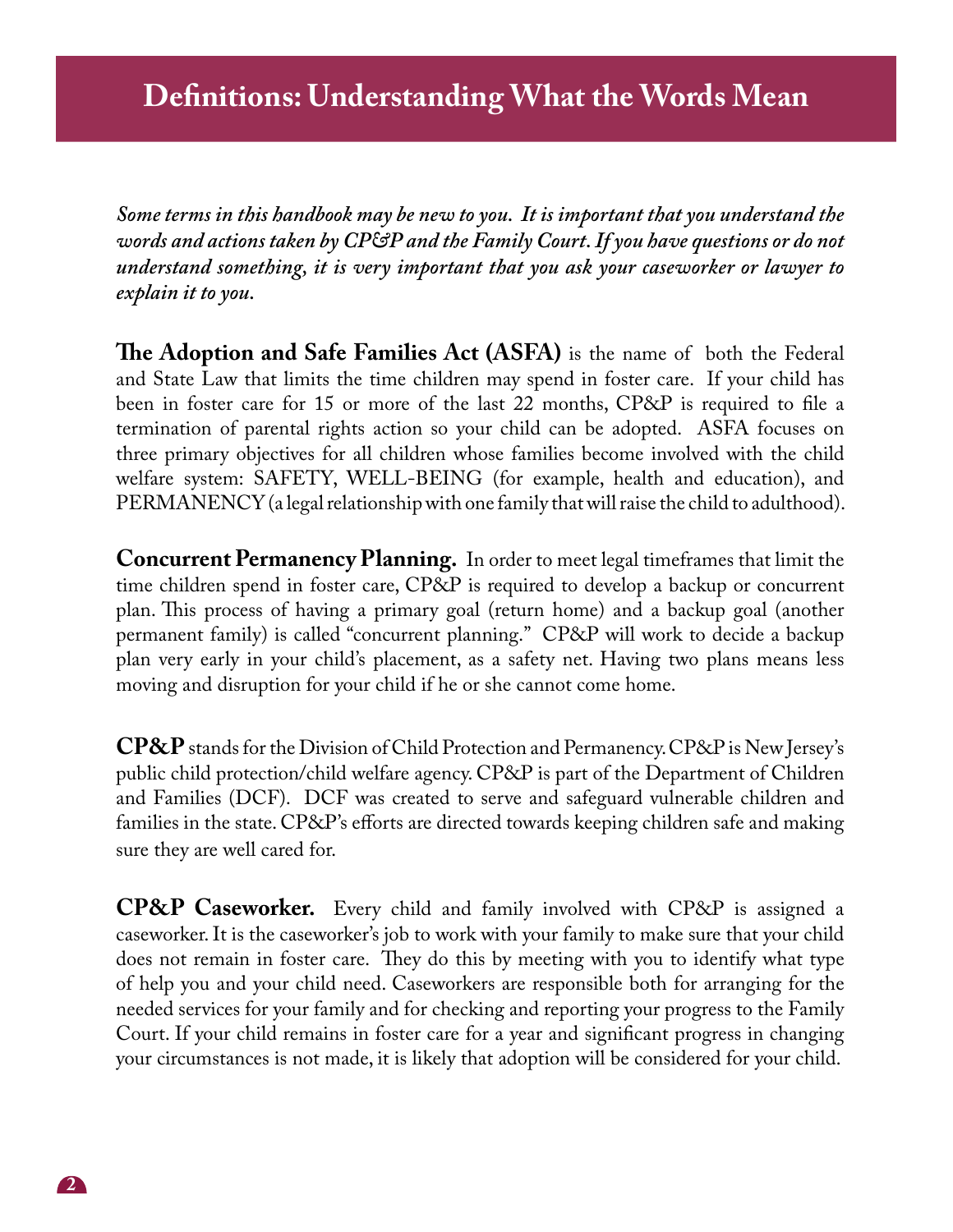# Definitions: Understanding What the Words Mean

***Some terms in this handbook may be new to you. It is important that you understand the words and actions taken by CP&P and the Family Court. If you have questions or do not understand something, it is very important that you ask your caseworker or lawyer to explain it to you.***

**The Adoption and Safe Families Act (ASFA)** is the name of both the Federal and State Law that limits the time children may spend in foster care. If your child has been in foster care for 15 or more of the last 22 months, CP&P is required to file a termination of parental rights action so your child can be adopted. ASFA focuses on three primary objectives for all children whose families become involved with the child welfare system: SAFETY, WELL-BEING (for example, health and education), and PERMANENCY (a legal relationship with one family that will raise the child to adulthood).

**Concurrent Permanency Planning.** In order to meet legal timeframes that limit the time children spend in foster care, CP&P is required to develop a backup or concurrent plan. This process of having a primary goal (return home) and a backup goal (another permanent family) is called "concurrent planning." CP&P will work to decide a backup plan very early in your child's placement, as a safety net. Having two plans means less moving and disruption for your child if he or she cannot come home.

**CP&P** stands for the Division of Child Protection and Permanency. CP&P is New Jersey's public child protection/child welfare agency. CP&P is part of the Department of Children and Families (DCF). DCF was created to serve and safeguard vulnerable children and families in the state. CP&P's efforts are directed towards keeping children safe and making sure they are well cared for.

**CP&P Caseworker.** Every child and family involved with CP&P is assigned a caseworker. It is the caseworker's job to work with your family to make sure that your child does not remain in foster care. They do this by meeting with you to identify what type of help you and your child need. Caseworkers are responsible both for arranging for the needed services for your family and for checking and reporting your progress to the Family Court. If your child remains in foster care for a year and significant progress in changing your circumstances is not made, it is likely that adoption will be considered for your child.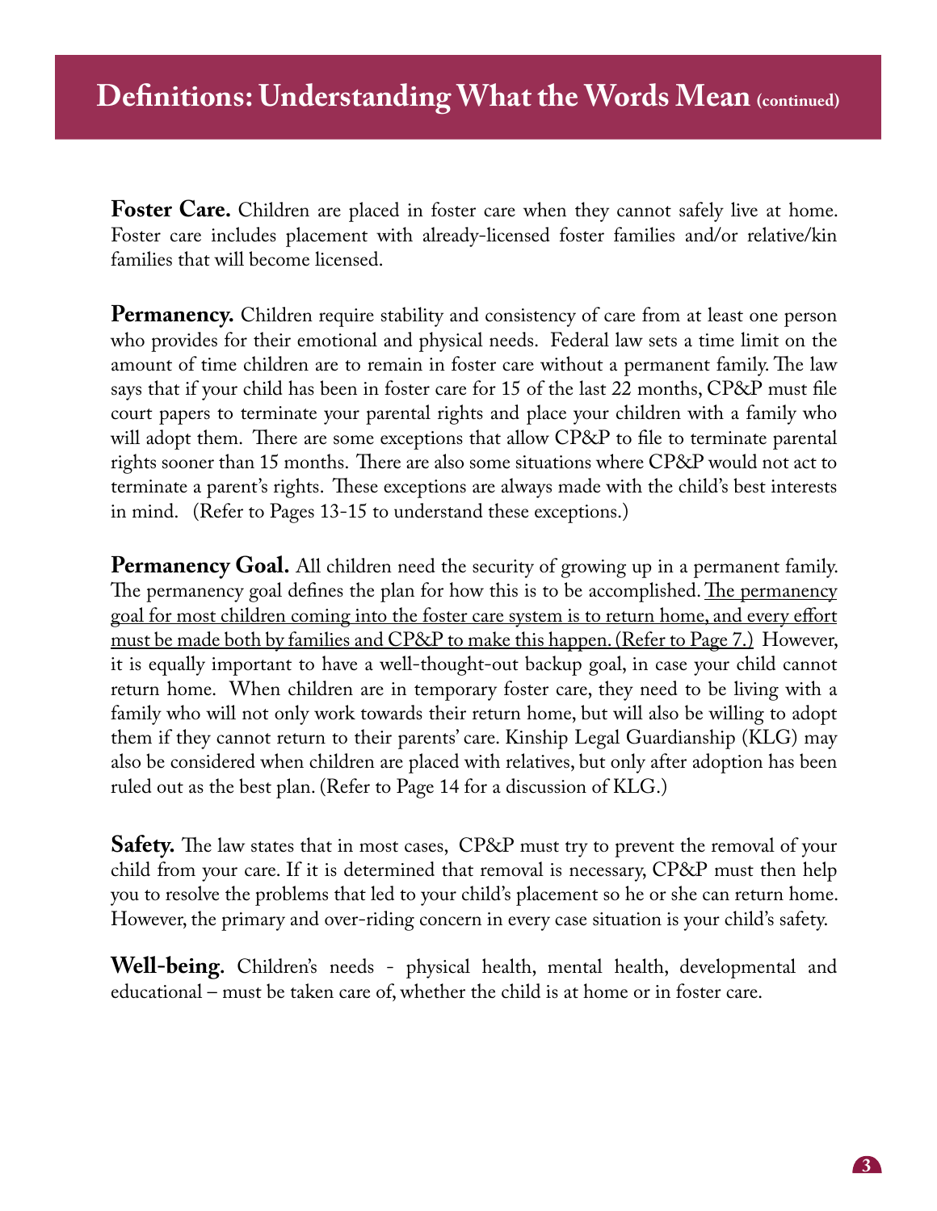## Definitions: Understanding What the Words Mean (continued)

**Foster Care.** Children are placed in foster care when they cannot safely live at home. Foster care includes placement with already-licensed foster families and/or relative/kin families that will become licensed.

**Permanency.** Children require stability and consistency of care from at least one person who provides for their emotional and physical needs. Federal law sets a time limit on the amount of time children are to remain in foster care without a permanent family. The law says that if your child has been in foster care for 15 of the last 22 months, CP&P must file court papers to terminate your parental rights and place your children with a family who will adopt them. There are some exceptions that allow CP&P to file to terminate parental rights sooner than 15 months. There are also some situations where CP&P would not act to terminate a parent's rights. These exceptions are always made with the child's best interests in mind. (Refer to Pages 13-15 to understand these exceptions.)

**Permanency Goal.** All children need the security of growing up in a permanent family. The permanency goal defines the plan for how this is to be accomplished. <u>The permanency goal for most children coming into the foster care system is to return home, and every effort must be made both by families and CP&P to make this happen. (Refer to Page 7.)</u> However, it is equally important to have a well-thought-out backup goal, in case your child cannot return home. When children are in temporary foster care, they need to be living with a family who will not only work towards their return home, but will also be willing to adopt them if they cannot return to their parents' care. Kinship Legal Guardianship (KLG) may also be considered when children are placed with relatives, but only after adoption has been ruled out as the best plan. (Refer to Page 14 for a discussion of KLG.)

**Safety.** The law states that in most cases, CP&P must try to prevent the removal of your child from your care. If it is determined that removal is necessary, CP&P must then help you to resolve the problems that led to your child's placement so he or she can return home. However, the primary and over-riding concern in every case situation is your child's safety.

**Well-being.** Children's needs - physical health, mental health, developmental and educational – must be taken care of, whether the child is at home or in foster care.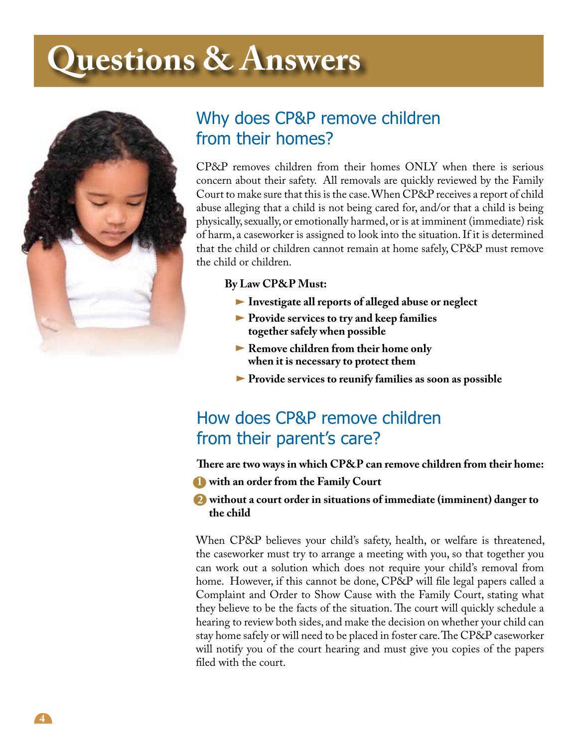# Questions & Answers

## Why does CP&P remove children from their homes?

CP&P removes children from their homes ONLY when there is serious concern about their safety. All removals are quickly reviewed by the Family Court to make sure that this is the case. When CP&P receives a report of child abuse alleging that a child is not being cared for, and/or that a child is being physically, sexually, or emotionally harmed, or is at imminent (immediate) risk of harm, a caseworker is assigned to look into the situation. If it is determined that the child or children cannot remain at home safely, CP&P must remove the child or children.

**By Law CP&P Must:**

- **Investigate all reports of alleged abuse or neglect**
- **Provide services to try and keep families together safely when possible**
- **Remove children from their home only when it is necessary to protect them**
- **Provide services to reunify families as soon as possible**

## How does CP&P remove children from their parent's care?

**There are two ways in which CP&P can remove children from their home:**

1. **with an order from the Family Court**
2. **without a court order in situations of immediate (imminent) danger to the child**

When CP&P believes your child's safety, health, or welfare is threatened, the caseworker must try to arrange a meeting with you, so that together you can work out a solution which does not require your child's removal from home. However, if this cannot be done, CP&P will file legal papers called a Complaint and Order to Show Cause with the Family Court, stating what they believe to be the facts of the situation. The court will quickly schedule a hearing to review both sides, and make the decision on whether your child can stay home safely or will need to be placed in foster care. The CP&P caseworker will notify you of the court hearing and must give you copies of the papers filed with the court.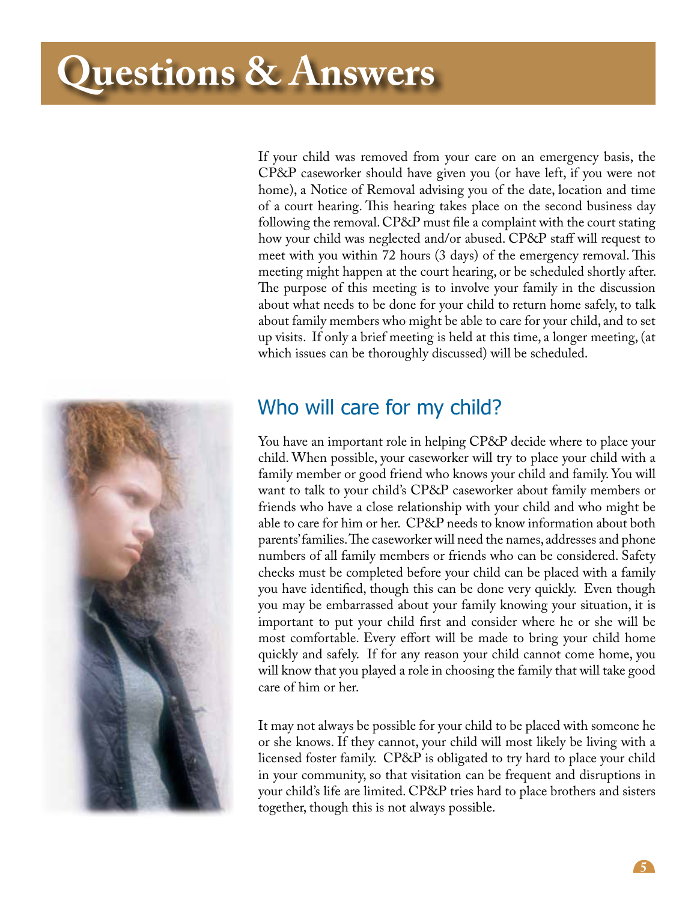# Questions & Answers

If your child was removed from your care on an emergency basis, the CP&P caseworker should have given you (or have left, if you were not home), a Notice of Removal advising you of the date, location and time of a court hearing. This hearing takes place on the second business day following the removal. CP&P must file a complaint with the court stating how your child was neglected and/or abused. CP&P staff will request to meet with you within 72 hours (3 days) of the emergency removal. This meeting might happen at the court hearing, or be scheduled shortly after. The purpose of this meeting is to involve your family in the discussion about what needs to be done for your child to return home safely, to talk about family members who might be able to care for your child, and to set up visits. If only a brief meeting is held at this time, a longer meeting, (at which issues can be thoroughly discussed) will be scheduled.

## Who will care for my child?

You have an important role in helping CP&P decide where to place your child. When possible, your caseworker will try to place your child with a family member or good friend who knows your child and family. You will want to talk to your child's CP&P caseworker about family members or friends who have a close relationship with your child and who might be able to care for him or her. CP&P needs to know information about both parents' families. The caseworker will need the names, addresses and phone numbers of all family members or friends who can be considered. Safety checks must be completed before your child can be placed with a family you have identified, though this can be done very quickly. Even though you may be embarrassed about your family knowing your situation, it is important to put your child first and consider where he or she will be most comfortable. Every effort will be made to bring your child home quickly and safely. If for any reason your child cannot come home, you will know that you played a role in choosing the family that will take good care of him or her.

It may not always be possible for your child to be placed with someone he or she knows. If they cannot, your child will most likely be living with a licensed foster family. CP&P is obligated to try hard to place your child in your community, so that visitation can be frequent and disruptions in your child's life are limited. CP&P tries hard to place brothers and sisters together, though this is not always possible.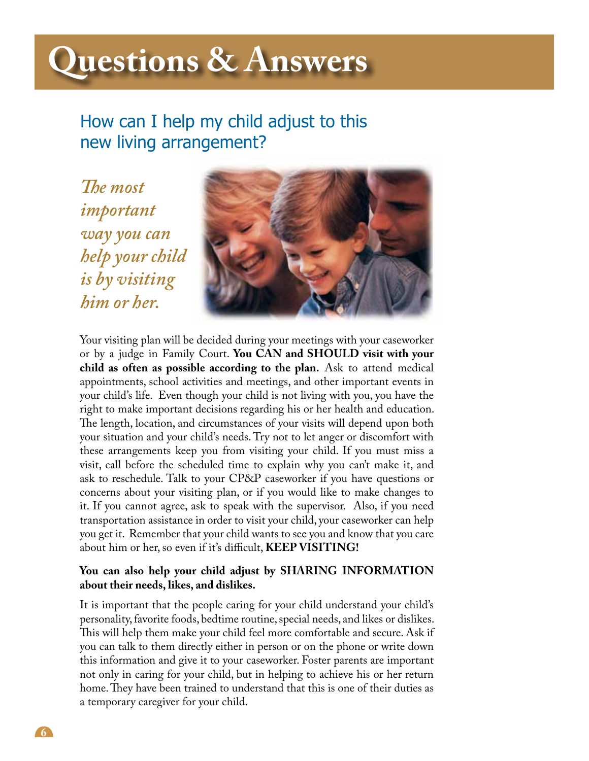# Questions & Answers

## How can I help my child adjust to this new living arrangement?

*The most important way you can help your child is by visiting him or her.*

Your visiting plan will be decided during your meetings with your caseworker or by a judge in Family Court. **You CAN and SHOULD visit with your child as often as possible according to the plan.** Ask to attend medical appointments, school activities and meetings, and other important events in your child's life. Even though your child is not living with you, you have the right to make important decisions regarding his or her health and education. The length, location, and circumstances of your visits will depend upon both your situation and your child's needs. Try not to let anger or discomfort with these arrangements keep you from visiting your child. If you must miss a visit, call before the scheduled time to explain why you can't make it, and ask to reschedule. Talk to your CP&P caseworker if you have questions or concerns about your visiting plan, or if you would like to make changes to it. If you cannot agree, ask to speak with the supervisor. Also, if you need transportation assistance in order to visit your child, your caseworker can help you get it. Remember that your child wants to see you and know that you care about him or her, so even if it's difficult, **KEEP VISITING!**

**You can also help your child adjust by SHARING INFORMATION about their needs, likes, and dislikes.**

It is important that the people caring for your child understand your child's personality, favorite foods, bedtime routine, special needs, and likes or dislikes. This will help them make your child feel more comfortable and secure. Ask if you can talk to them directly either in person or on the phone or write down this information and give it to your caseworker. Foster parents are important not only in caring for your child, but in helping to achieve his or her return home. They have been trained to understand that this is one of their duties as a temporary caregiver for your child.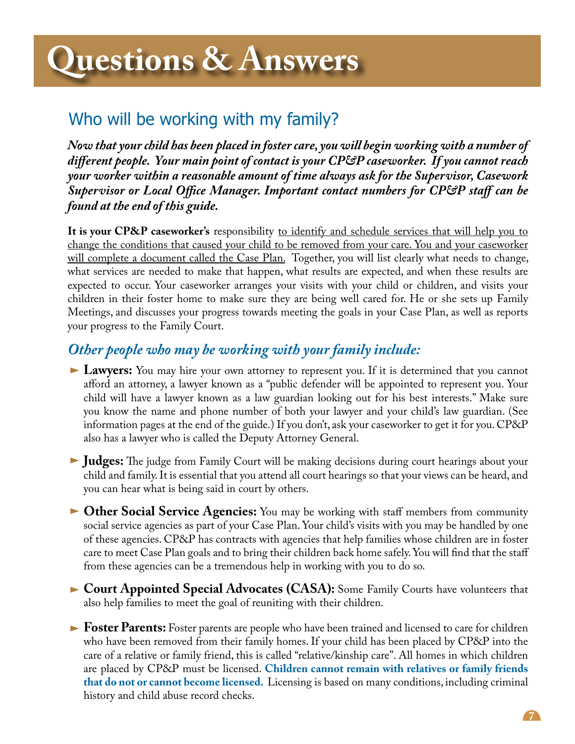# Questions & Answers

## Who will be working with my family?

***Now that your child has been placed in foster care, you will begin working with a number of different people. Your main point of contact is your CP&P caseworker. If you cannot reach your worker within a reasonable amount of time always ask for the Supervisor, Casework Supervisor or Local Office Manager. Important contact numbers for CP&P staff can be found at the end of this guide.***

**It is your CP&P caseworker's** responsibility to identify and schedule services that will help you to change the conditions that caused your child to be removed from your care. You and your caseworker will complete a document called the Case Plan. Together, you will list clearly what needs to change, what services are needed to make that happen, what results are expected, and when these results are expected to occur. Your caseworker arranges your visits with your child or children, and visits your children in their foster home to make sure they are being well cared for. He or she sets up Family Meetings, and discusses your progress towards meeting the goals in your Case Plan, as well as reports your progress to the Family Court.

### *Other people who may be working with your family include:*

- **Lawyers:** You may hire your own attorney to represent you. If it is determined that you cannot afford an attorney, a lawyer known as a "public defender will be appointed to represent you. Your child will have a lawyer known as a law guardian looking out for his best interests." Make sure you know the name and phone number of both your lawyer and your child's law guardian. (See information pages at the end of the guide.) If you don't, ask your caseworker to get it for you. CP&P also has a lawyer who is called the Deputy Attorney General.

- **Judges:** The judge from Family Court will be making decisions during court hearings about your child and family. It is essential that you attend all court hearings so that your views can be heard, and you can hear what is being said in court by others.

- **Other Social Service Agencies:** You may be working with staff members from community social service agencies as part of your Case Plan. Your child's visits with you may be handled by one of these agencies. CP&P has contracts with agencies that help families whose children are in foster care to meet Case Plan goals and to bring their children back home safely. You will find that the staff from these agencies can be a tremendous help in working with you to do so.

- **Court Appointed Special Advocates (CASA):** Some Family Courts have volunteers that also help families to meet the goal of reuniting with their children.

- **Foster Parents:** Foster parents are people who have been trained and licensed to care for children who have been removed from their family homes. If your child has been placed by CP&P into the care of a relative or family friend, this is called "relative/kinship care". All homes in which children are placed by CP&P must be licensed. **Children cannot remain with relatives or family friends that do not or cannot become licensed.** Licensing is based on many conditions, including criminal history and child abuse record checks.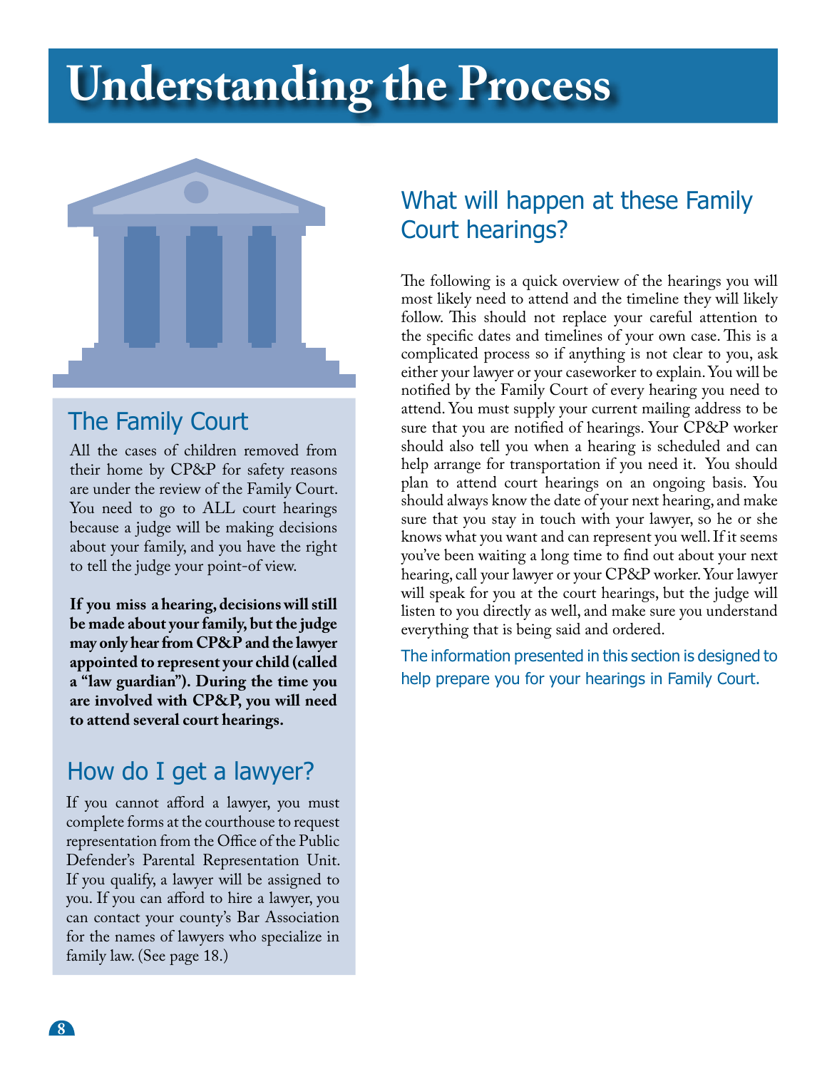# Understanding the Process

## The Family Court

All the cases of children removed from their home by CP&P for safety reasons are under the review of the Family Court. You need to go to ALL court hearings because a judge will be making decisions about your family, and you have the right to tell the judge your point-of-view.

**If you miss a hearing, decisions will still be made about your family, but the judge may only hear from CP&P and the lawyer appointed to represent your child (called a "law guardian"). During the time you are involved with CP&P, you will need to attend several court hearings.**

## How do I get a lawyer?

If you cannot afford a lawyer, you must complete forms at the courthouse to request representation from the Office of the Public Defender's Parental Representation Unit. If you qualify, a lawyer will be assigned to you. If you can afford to hire a lawyer, you can contact your county's Bar Association for the names of lawyers who specialize in family law. (See page 18.)

## What will happen at these Family Court hearings?

The following is a quick overview of the hearings you will most likely need to attend and the timeline they will likely follow. This should not replace your careful attention to the specific dates and timelines of your own case. This is a complicated process so if anything is not clear to you, ask either your lawyer or your caseworker to explain. You will be notified by the Family Court of every hearing you need to attend. You must supply your current mailing address to be sure that you are notified of hearings. Your CP&P worker should also tell you when a hearing is scheduled and can help arrange for transportation if you need it. You should plan to attend court hearings on an ongoing basis. You should always know the date of your next hearing, and make sure that you stay in touch with your lawyer, so he or she knows what you want and can represent you well. If it seems you've been waiting a long time to find out about your next hearing, call your lawyer or your CP&P worker. Your lawyer will speak for you at the court hearings, but the judge will listen to you directly as well, and make sure you understand everything that is being said and ordered.

The information presented in this section is designed to help prepare you for your hearings in Family Court.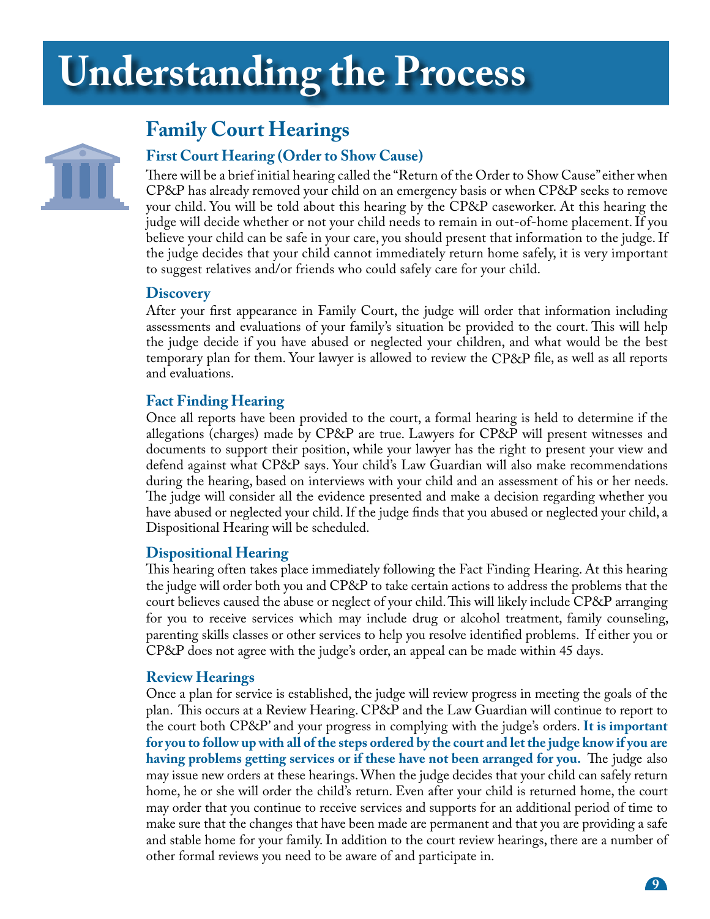# Understanding the Process

## Family Court Hearings

### First Court Hearing (Order to Show Cause)

There will be a brief initial hearing called the "Return of the Order to Show Cause" either when CP&P has already removed your child on an emergency basis or when CP&P seeks to remove your child. You will be told about this hearing by the CP&P caseworker. At this hearing the judge will decide whether or not your child needs to remain in out-of-home placement. If you believe your child can be safe in your care, you should present that information to the judge. If the judge decides that your child cannot immediately return home safely, it is very important to suggest relatives and/or friends who could safely care for your child.

### Discovery

After your first appearance in Family Court, the judge will order that information including assessments and evaluations of your family's situation be provided to the court. This will help the judge decide if you have abused or neglected your children, and what would be the best temporary plan for them. Your lawyer is allowed to review the CP&P file, as well as all reports and evaluations.

### Fact Finding Hearing

Once all reports have been provided to the court, a formal hearing is held to determine if the allegations (charges) made by CP&P are true. Lawyers for CP&P will present witnesses and documents to support their position, while your lawyer has the right to present your view and defend against what CP&P says. Your child's Law Guardian will also make recommendations during the hearing, based on interviews with your child and an assessment of his or her needs. The judge will consider all the evidence presented and make a decision regarding whether you have abused or neglected your child. If the judge finds that you abused or neglected your child, a Dispositional Hearing will be scheduled.

### Dispositional Hearing

This hearing often takes place immediately following the Fact Finding Hearing. At this hearing the judge will order both you and CP&P to take certain actions to address the problems that the court believes caused the abuse or neglect of your child. This will likely include CP&P arranging for you to receive services which may include drug or alcohol treatment, family counseling, parenting skills classes or other services to help you resolve identified problems. If either you or CP&P does not agree with the judge's order, an appeal can be made within 45 days.

### Review Hearings

Once a plan for service is established, the judge will review progress in meeting the goals of the plan. This occurs at a Review Hearing. CP&P and the Law Guardian will continue to report to the court both CP&P' and your progress in complying with the judge's orders. **It is important for you to follow up with all of the steps ordered by the court and let the judge know if you are having problems getting services or if these have not been arranged for you.** The judge also may issue new orders at these hearings. When the judge decides that your child can safely return home, he or she will order the child's return. Even after your child is returned home, the court may order that you continue to receive services and supports for an additional period of time to make sure that the changes that have been made are permanent and that you are providing a safe and stable home for your family. In addition to the court review hearings, there are a number of other formal reviews you need to be aware of and participate in.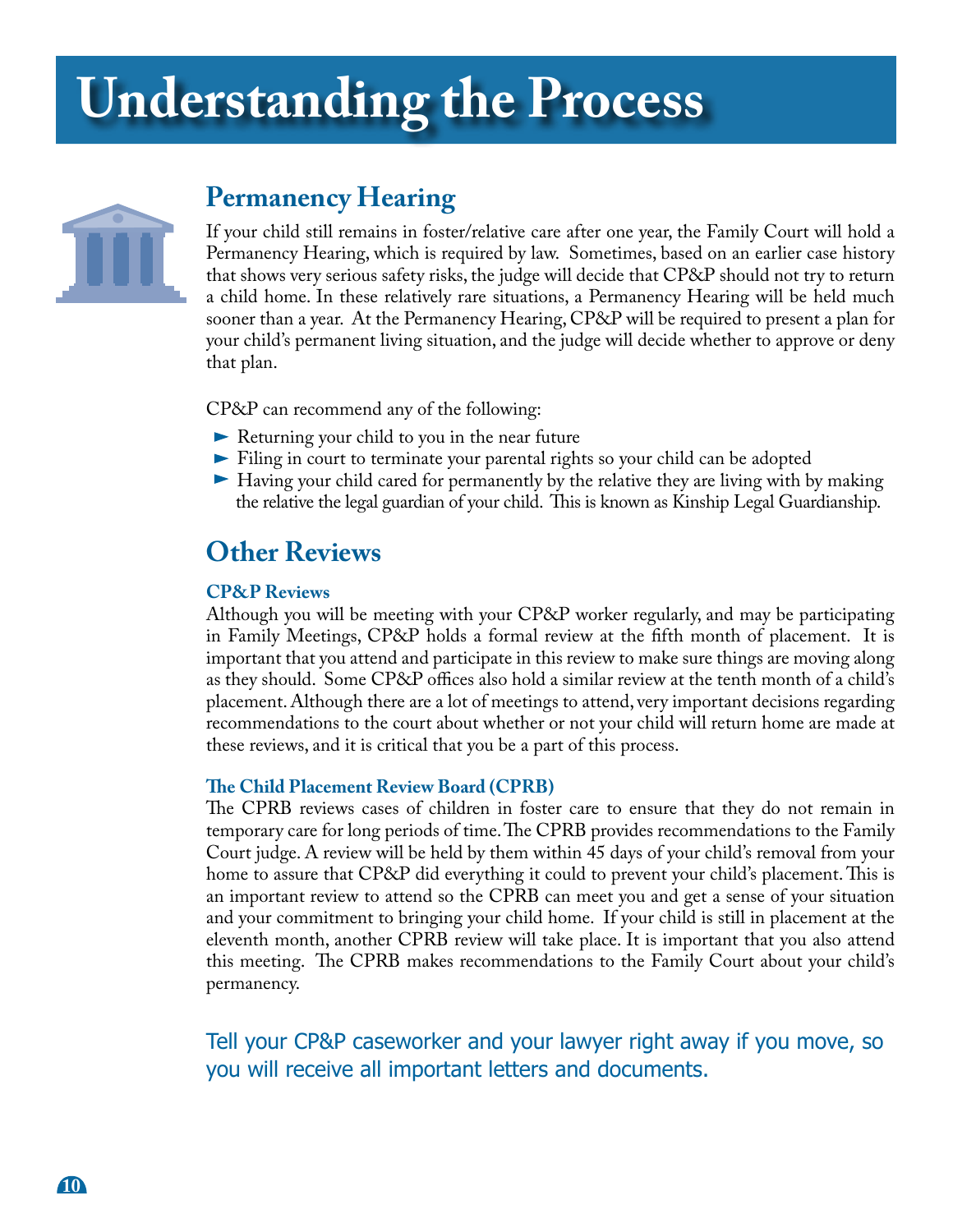# Understanding the Process

## Permanency Hearing

If your child still remains in foster/relative care after one year, the Family Court will hold a Permanency Hearing, which is required by law. Sometimes, based on an earlier case history that shows very serious safety risks, the judge will decide that CP&P should not try to return a child home. In these relatively rare situations, a Permanency Hearing will be held much sooner than a year. At the Permanency Hearing, CP&P will be required to present a plan for your child's permanent living situation, and the judge will decide whether to approve or deny that plan.

CP&P can recommend any of the following:

- Returning your child to you in the near future
- Filing in court to terminate your parental rights so your child can be adopted
- Having your child cared for permanently by the relative they are living with by making the relative the legal guardian of your child. This is known as Kinship Legal Guardianship.

## Other Reviews

### CP&P Reviews

Although you will be meeting with your CP&P worker regularly, and may be participating in Family Meetings, CP&P holds a formal review at the fifth month of placement. It is important that you attend and participate in this review to make sure things are moving along as they should. Some CP&P offices also hold a similar review at the tenth month of a child's placement. Although there are a lot of meetings to attend, very important decisions regarding recommendations to the court about whether or not your child will return home are made at these reviews, and it is critical that you be a part of this process.

### The Child Placement Review Board (CPRB)

The CPRB reviews cases of children in foster care to ensure that they do not remain in temporary care for long periods of time. The CPRB provides recommendations to the Family Court judge. A review will be held by them within 45 days of your child's removal from your home to assure that CP&P did everything it could to prevent your child's placement. This is an important review to attend so the CPRB can meet you and get a sense of your situation and your commitment to bringing your child home. If your child is still in placement at the eleventh month, another CPRB review will take place. It is important that you also attend this meeting. The CPRB makes recommendations to the Family Court about your child's permanency.

Tell your CP&P caseworker and your lawyer right away if you move, so you will receive all important letters and documents.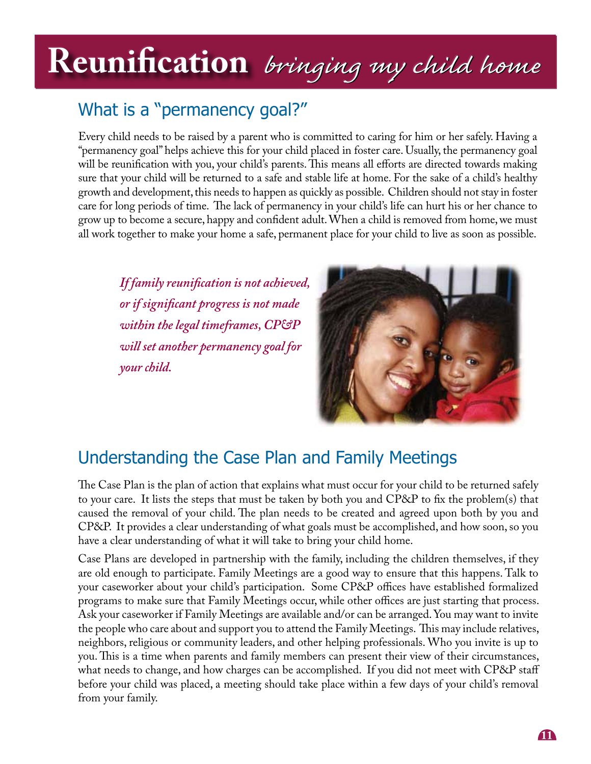# Reunification *bringing my child home*

## What is a "permanency goal?"

Every child needs to be raised by a parent who is committed to caring for him or her safely. Having a "permanency goal" helps achieve this for your child placed in foster care. Usually, the permanency goal will be reunification with you, your child's parents. This means all efforts are directed towards making sure that your child will be returned to a safe and stable life at home. For the sake of a child's healthy growth and development, this needs to happen as quickly as possible. Children should not stay in foster care for long periods of time. The lack of permanency in your child's life can hurt his or her chance to grow up to become a secure, happy and confident adult. When a child is removed from home, we must all work together to make your home a safe, permanent place for your child to live as soon as possible.

*If family reunification is not achieved, or if significant progress is not made within the legal timeframes, CP&P will set another permanency goal for your child.*

## Understanding the Case Plan and Family Meetings

The Case Plan is the plan of action that explains what must occur for your child to be returned safely to your care. It lists the steps that must be taken by both you and CP&P to fix the problem(s) that caused the removal of your child. The plan needs to be created and agreed upon both by you and CP&P. It provides a clear understanding of what goals must be accomplished, and how soon, so you have a clear understanding of what it will take to bring your child home.

Case Plans are developed in partnership with the family, including the children themselves, if they are old enough to participate. Family Meetings are a good way to ensure that this happens. Talk to your caseworker about your child's participation. Some CP&P offices have established formalized programs to make sure that Family Meetings occur, while other offices are just starting that process. Ask your caseworker if Family Meetings are available and/or can be arranged. You may want to invite the people who care about and support you to attend the Family Meetings. This may include relatives, neighbors, religious or community leaders, and other helping professionals. Who you invite is up to you. This is a time when parents and family members can present their view of their circumstances, what needs to change, and how charges can be accomplished. If you did not meet with CP&P staff before your child was placed, a meeting should take place within a few days of your child's removal from your family.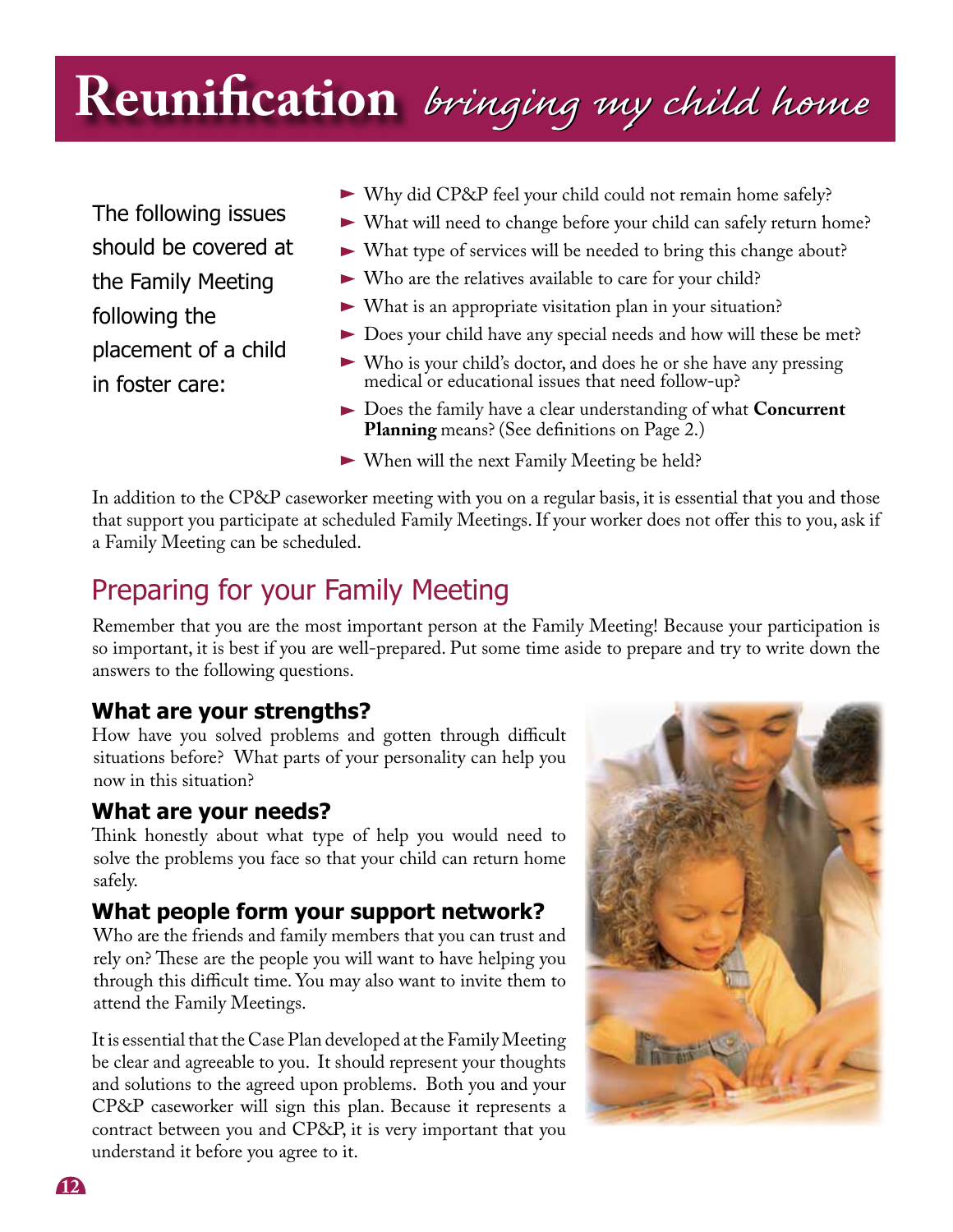# Reunification *bringing my child home*

The following issues should be covered at the Family Meeting following the placement of a child in foster care:

- Why did CP&P feel your child could not remain home safely?
- What will need to change before your child can safely return home?
- What type of services will be needed to bring this change about?
- Who are the relatives available to care for your child?
- What is an appropriate visitation plan in your situation?
- Does your child have any special needs and how will these be met?
- Who is your child's doctor, and does he or she have any pressing medical or educational issues that need follow-up?
- Does the family have a clear understanding of what **Concurrent Planning** means? (See definitions on Page 2.)
- When will the next Family Meeting be held?

In addition to the CP&P caseworker meeting with you on a regular basis, it is essential that you and those that support you participate at scheduled Family Meetings. If your worker does not offer this to you, ask if a Family Meeting can be scheduled.

## Preparing for your Family Meeting

Remember that you are the most important person at the Family Meeting! Because your participation is so important, it is best if you are well-prepared. Put some time aside to prepare and try to write down the answers to the following questions.

### What are your strengths?

How have you solved problems and gotten through difficult situations before? What parts of your personality can help you now in this situation?

### What are your needs?

Think honestly about what type of help you would need to solve the problems you face so that your child can return home safely.

### What people form your support network?

Who are the friends and family members that you can trust and rely on? These are the people you will want to have helping you through this difficult time. You may also want to invite them to attend the Family Meetings.

It is essential that the Case Plan developed at the Family Meeting be clear and agreeable to you. It should represent your thoughts and solutions to the agreed upon problems. Both you and your CP&P caseworker will sign this plan. Because it represents a contract between you and CP&P, it is very important that you understand it before you agree to it.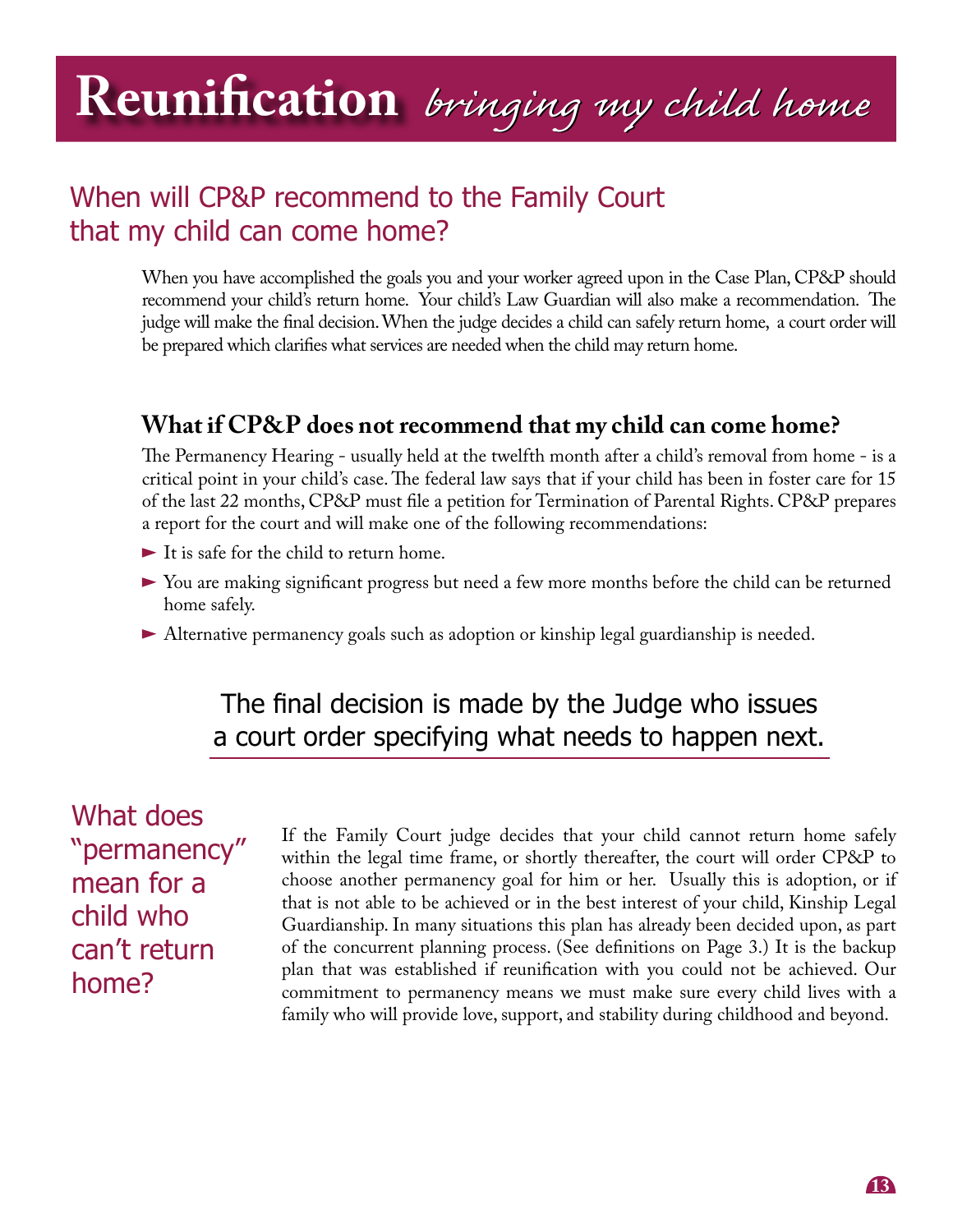# Reunification *bringing my child home*

## When will CP&P recommend to the Family Court that my child can come home?

When you have accomplished the goals you and your worker agreed upon in the Case Plan, CP&P should recommend your child's return home. Your child's Law Guardian will also make a recommendation. The judge will make the final decision. When the judge decides a child can safely return home, a court order will be prepared which clarifies what services are needed when the child may return home.

### What if CP&P does not recommend that my child can come home?

The Permanency Hearing - usually held at the twelfth month after a child's removal from home - is a critical point in your child's case. The federal law says that if your child has been in foster care for 15 of the last 22 months, CP&P must file a petition for Termination of Parental Rights. CP&P prepares a report for the court and will make one of the following recommendations:

- It is safe for the child to return home.
- You are making significant progress but need a few more months before the child can be returned home safely.
- Alternative permanency goals such as adoption or kinship legal guardianship is needed.

The final decision is made by the Judge who issues a court order specifying what needs to happen next.

## What does "permanency" mean for a child who can't return home?

If the Family Court judge decides that your child cannot return home safely within the legal time frame, or shortly thereafter, the court will order CP&P to choose another permanency goal for him or her. Usually this is adoption, or if that is not able to be achieved or in the best interest of your child, Kinship Legal Guardianship. In many situations this plan has already been decided upon, as part of the concurrent planning process. (See definitions on Page 3.) It is the backup plan that was established if reunification with you could not be achieved. Our commitment to permanency means we must make sure every child lives with a family who will provide love, support, and stability during childhood and beyond.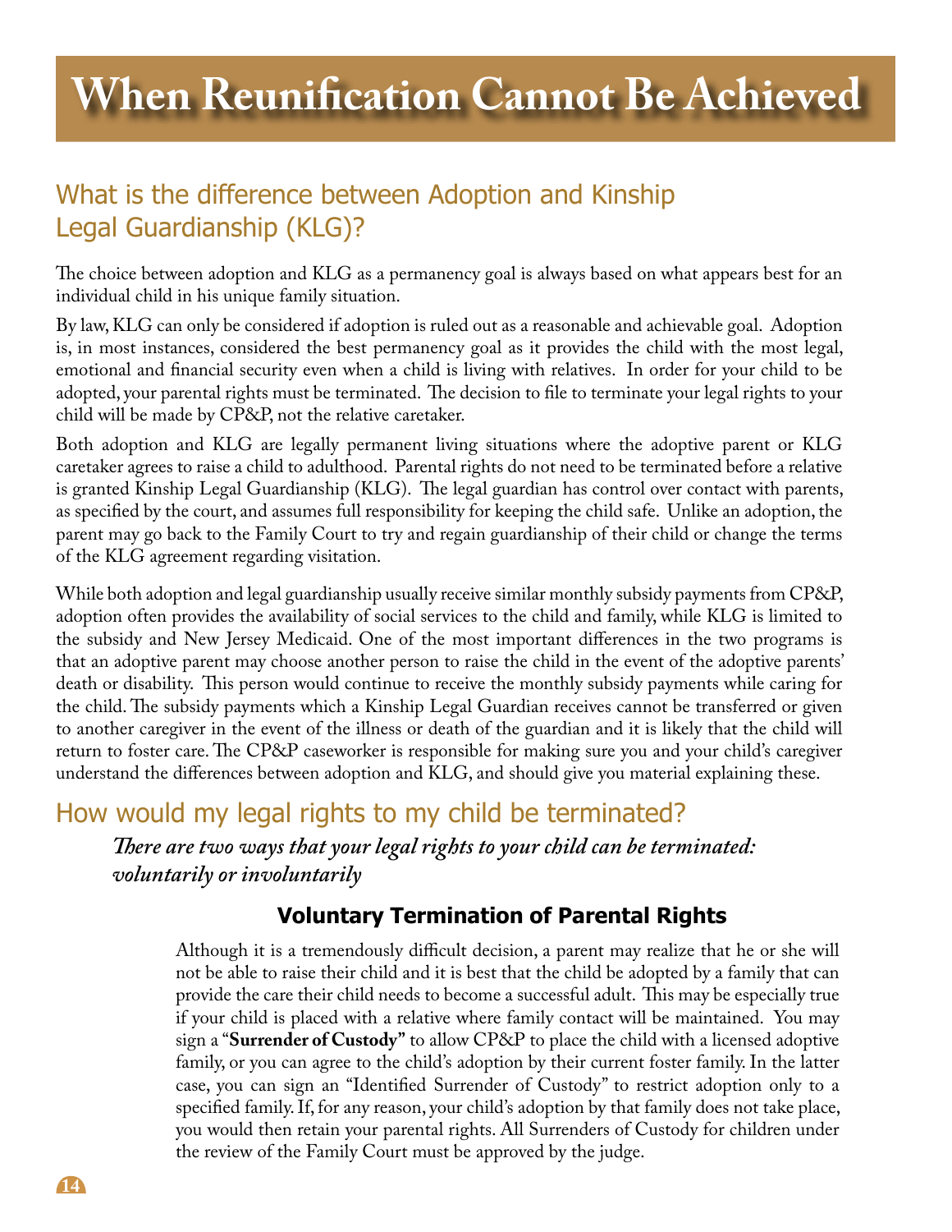# When Reunification Cannot Be Achieved

## What is the difference between Adoption and Kinship Legal Guardianship (KLG)?

The choice between adoption and KLG as a permanency goal is always based on what appears best for an individual child in his unique family situation.

By law, KLG can only be considered if adoption is ruled out as a reasonable and achievable goal. Adoption is, in most instances, considered the best permanency goal as it provides the child with the most legal, emotional and financial security even when a child is living with relatives. In order for your child to be adopted, your parental rights must be terminated. The decision to file to terminate your legal rights to your child will be made by CP&P, not the relative caretaker.

Both adoption and KLG are legally permanent living situations where the adoptive parent or KLG caretaker agrees to raise a child to adulthood. Parental rights do not need to be terminated before a relative is granted Kinship Legal Guardianship (KLG). The legal guardian has control over contact with parents, as specified by the court, and assumes full responsibility for keeping the child safe. Unlike an adoption, the parent may go back to the Family Court to try and regain guardianship of their child or change the terms of the KLG agreement regarding visitation.

While both adoption and legal guardianship usually receive similar monthly subsidy payments from CP&P, adoption often provides the availability of social services to the child and family, while KLG is limited to the subsidy and New Jersey Medicaid. One of the most important differences in the two programs is that an adoptive parent may choose another person to raise the child in the event of the adoptive parents' death or disability. This person would continue to receive the monthly subsidy payments while caring for the child. The subsidy payments which a Kinship Legal Guardian receives cannot be transferred or given to another caregiver in the event of the illness or death of the guardian and it is likely that the child will return to foster care. The CP&P caseworker is responsible for making sure you and your child's caregiver understand the differences between adoption and KLG, and should give you material explaining these.

## How would my legal rights to my child be terminated?

***There are two ways that your legal rights to your child can be terminated: voluntarily or involuntarily***

### Voluntary Termination of Parental Rights

Although it is a tremendously difficult decision, a parent may realize that he or she will not be able to raise their child and it is best that the child be adopted by a family that can provide the care their child needs to become a successful adult. This may be especially true if your child is placed with a relative where family contact will be maintained. You may sign a "**Surrender of Custody**" to allow CP&P to place the child with a licensed adoptive family, or you can agree to the child's adoption by their current foster family. In the latter case, you can sign an "Identified Surrender of Custody" to restrict adoption only to a specified family. If, for any reason, your child's adoption by that family does not take place, you would then retain your parental rights. All Surrenders of Custody for children under the review of the Family Court must be approved by the judge.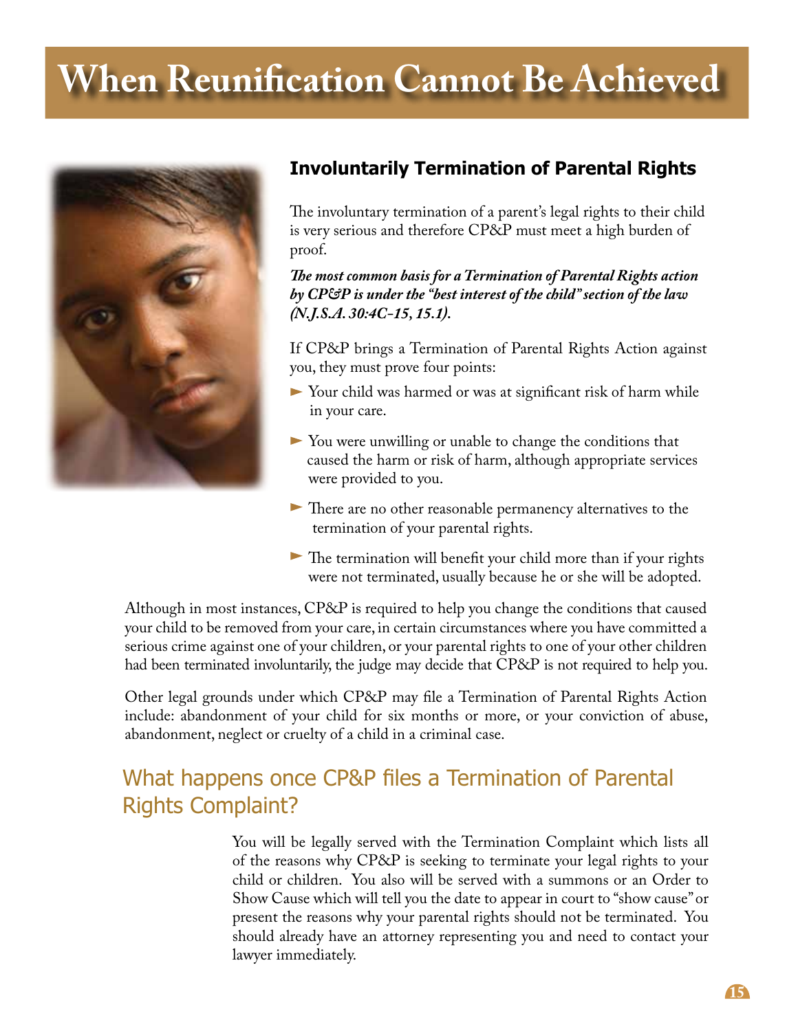# When Reunification Cannot Be Achieved

### Involuntarily Termination of Parental Rights

The involuntary termination of a parent's legal rights to their child is very serious and therefore CP&P must meet a high burden of proof.

***The most common basis for a Termination of Parental Rights action by CP&P is under the "best interest of the child" section of the law (N.J.S.A. 30:4C-15, 15.1).***

If CP&P brings a Termination of Parental Rights Action against you, they must prove four points:

- Your child was harmed or was at significant risk of harm while in your care.
- You were unwilling or unable to change the conditions that caused the harm or risk of harm, although appropriate services were provided to you.
- There are no other reasonable permanency alternatives to the termination of your parental rights.
- The termination will benefit your child more than if your rights were not terminated, usually because he or she will be adopted.

Although in most instances, CP&P is required to help you change the conditions that caused your child to be removed from your care, in certain circumstances where you have committed a serious crime against one of your children, or your parental rights to one of your other children had been terminated involuntarily, the judge may decide that CP&P is not required to help you.

Other legal grounds under which CP&P may file a Termination of Parental Rights Action include: abandonment of your child for six months or more, or your conviction of abuse, abandonment, neglect or cruelty of a child in a criminal case.

## What happens once CP&P files a Termination of Parental Rights Complaint?

You will be legally served with the Termination Complaint which lists all of the reasons why CP&P is seeking to terminate your legal rights to your child or children. You also will be served with a summons or an Order to Show Cause which will tell you the date to appear in court to "show cause" or present the reasons why your parental rights should not be terminated. You should already have an attorney representing you and need to contact your lawyer immediately.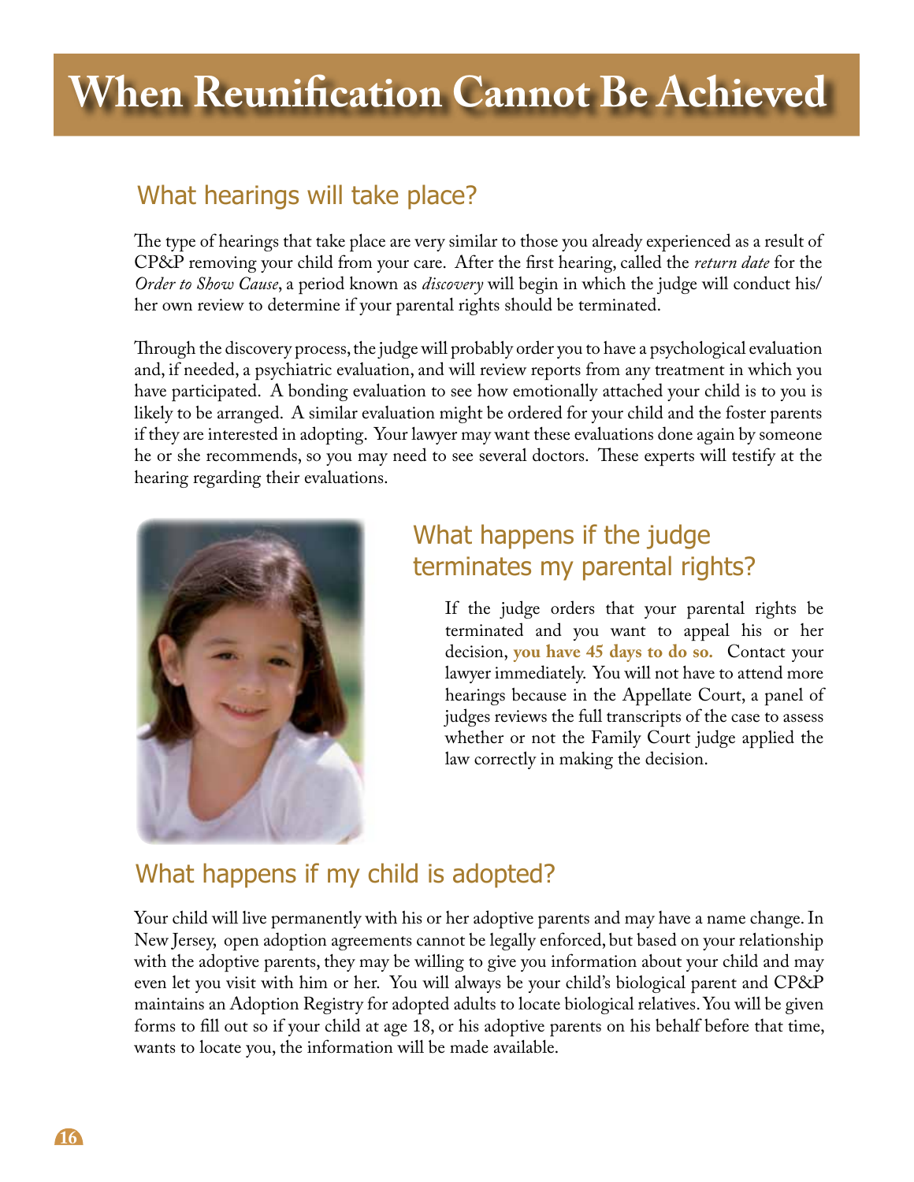# When Reunification Cannot Be Achieved

## What hearings will take place?

The type of hearings that take place are very similar to those you already experienced as a result of CP&P removing your child from your care. After the first hearing, called the *return date* for the *Order to Show Cause*, a period known as *discovery* will begin in which the judge will conduct his/her own review to determine if your parental rights should be terminated.

Through the discovery process, the judge will probably order you to have a psychological evaluation and, if needed, a psychiatric evaluation, and will review reports from any treatment in which you have participated. A bonding evaluation to see how emotionally attached your child is to you is likely to be arranged. A similar evaluation might be ordered for your child and the foster parents if they are interested in adopting. Your lawyer may want these evaluations done again by someone he or she recommends, so you may need to see several doctors. These experts will testify at the hearing regarding their evaluations.

## What happens if the judge terminates my parental rights?

If the judge orders that your parental rights be terminated and you want to appeal his or her decision, **you have 45 days to do so.** Contact your lawyer immediately. You will not have to attend more hearings because in the Appellate Court, a panel of judges reviews the full transcripts of the case to assess whether or not the Family Court judge applied the law correctly in making the decision.

## What happens if my child is adopted?

Your child will live permanently with his or her adoptive parents and may have a name change. In New Jersey, open adoption agreements cannot be legally enforced, but based on your relationship with the adoptive parents, they may be willing to give you information about your child and may even let you visit with him or her. You will always be your child's biological parent and CP&P maintains an Adoption Registry for adopted adults to locate biological relatives. You will be given forms to fill out so if your child at age 18, or his adoptive parents on his behalf before that time, wants to locate you, the information will be made available.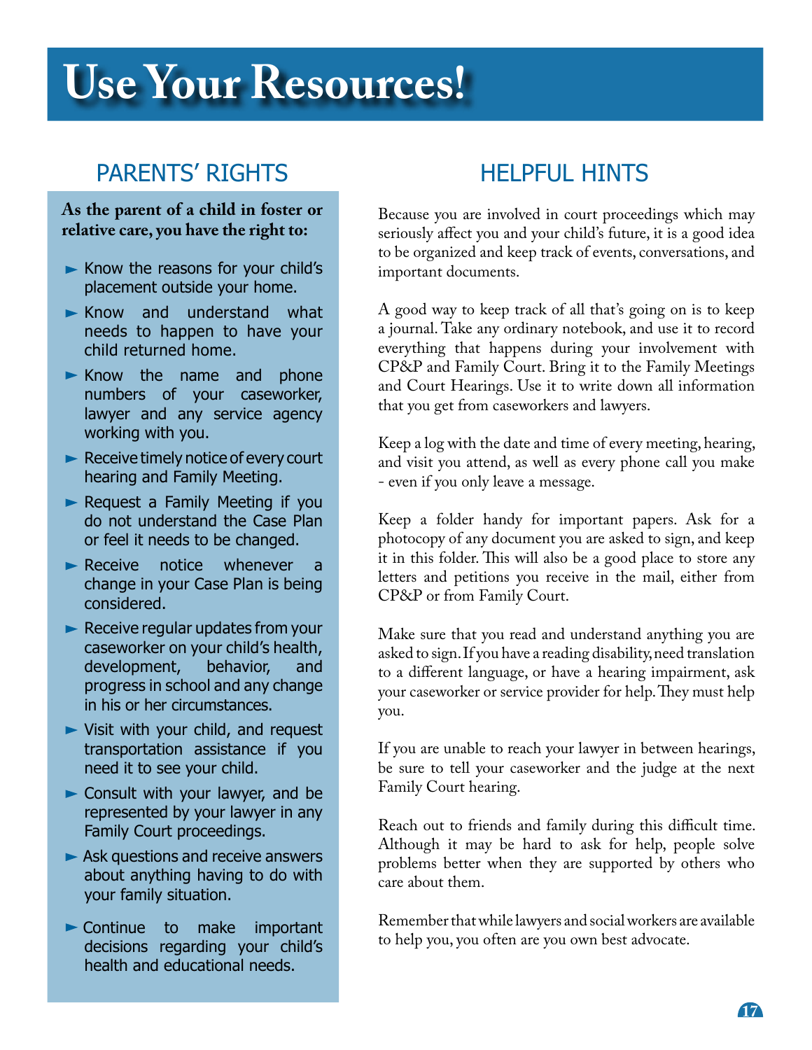# Use Your Resources!

## PARENTS' RIGHTS

**As the parent of a child in foster or relative care, you have the right to:**

- Know the reasons for your child's placement outside your home.
- Know and understand what needs to happen to have your child returned home.
- Know the name and phone numbers of your caseworker, lawyer and any service agency working with you.
- Receive timely notice of every court hearing and Family Meeting.
- Request a Family Meeting if you do not understand the Case Plan or feel it needs to be changed.
- Receive notice whenever a change in your Case Plan is being considered.
- Receive regular updates from your caseworker on your child's health, development, behavior, and progress in school and any change in his or her circumstances.
- Visit with your child, and request transportation assistance if you need it to see your child.
- Consult with your lawyer, and be represented by your lawyer in any Family Court proceedings.
- Ask questions and receive answers about anything having to do with your family situation.
- Continue to make important decisions regarding your child's health and educational needs.

## HELPFUL HINTS

Because you are involved in court proceedings which may seriously affect you and your child's future, it is a good idea to be organized and keep track of events, conversations, and important documents.

A good way to keep track of all that's going on is to keep a journal. Take any ordinary notebook, and use it to record everything that happens during your involvement with CP&P and Family Court. Bring it to the Family Meetings and Court Hearings. Use it to write down all information that you get from caseworkers and lawyers.

Keep a log with the date and time of every meeting, hearing, and visit you attend, as well as every phone call you make - even if you only leave a message.

Keep a folder handy for important papers. Ask for a photocopy of any document you are asked to sign, and keep it in this folder. This will also be a good place to store any letters and petitions you receive in the mail, either from CP&P or from Family Court.

Make sure that you read and understand anything you are asked to sign. If you have a reading disability, need translation to a different language, or have a hearing impairment, ask your caseworker or service provider for help. They must help you.

If you are unable to reach your lawyer in between hearings, be sure to tell your caseworker and the judge at the next Family Court hearing.

Reach out to friends and family during this difficult time. Although it may be hard to ask for help, people solve problems better when they are supported by others who care about them.

Remember that while lawyers and social workers are available to help you, you often are you own best advocate.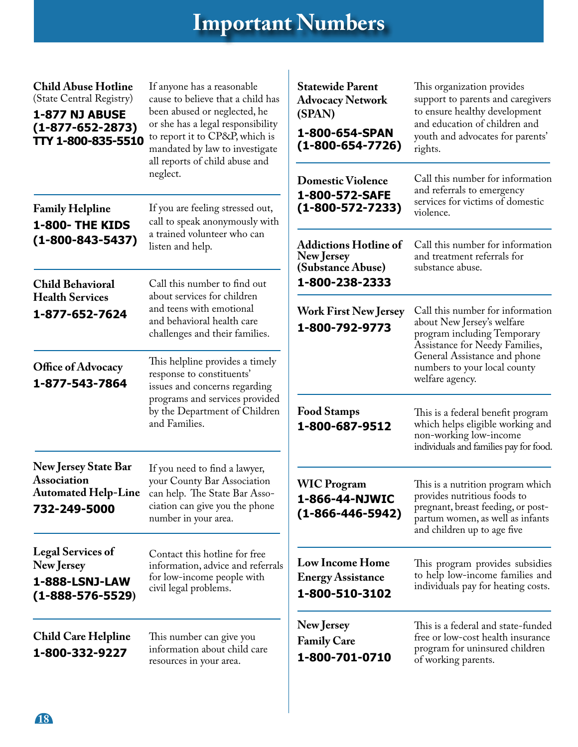# Important Numbers

**Child Abuse Hotline**
(State Central Registry)
**1-877 NJ ABUSE**
**(1-877-652-2873)**
**TTY 1-800-835-5510**

If anyone has a reasonable cause to believe that a child has been abused or neglected, he or she has a legal responsibility to report it to CP&P, which is mandated by law to investigate all reports of child abuse and neglect.

---

**Family Helpline**
**1-800- THE KIDS**
**(1-800-843-5437)**

If you are feeling stressed out, call to speak anonymously with a trained volunteer who can listen and help.

---

**Child Behavioral Health Services**
**1-877-652-7624**

Call this number to find out about services for children and teens with emotional and behavioral health care challenges and their families.

---

**Office of Advocacy**
**1-877-543-7864**

This helpline provides a timely response to constituents' issues and concerns regarding programs and services provided by the Department of Children and Families.

---

**New Jersey State Bar Association Automated Help-Line**
**732-249-5000**

If you need to find a lawyer, your County Bar Association can help. The State Bar Association can give you the phone number in your area.

---

**Legal Services of New Jersey**
**1-888-LSNJ-LAW**
**(1-888-576-5529)**

Contact this hotline for free information, advice and referrals for low-income people with civil legal problems.

---

**Child Care Helpline**
**1-800-332-9227**

This number can give you information about child care resources in your area.

---

**Statewide Parent Advocacy Network (SPAN)**
**1-800-654-SPAN**
**(1-800-654-7726)**

This organization provides support to parents and caregivers to ensure healthy development and education of children and youth and advocates for parents' rights.

---

**Domestic Violence**
**1-800-572-SAFE**
**(1-800-572-7233)**

Call this number for information and referrals to emergency services for victims of domestic violence.

---

**Addictions Hotline of New Jersey (Substance Abuse)**
**1-800-238-2333**

Call this number for information and treatment referrals for substance abuse.

---

**Work First New Jersey**
**1-800-792-9773**

Call this number for information about New Jersey's welfare program including Temporary Assistance for Needy Families, General Assistance and phone numbers to your local county welfare agency.

---

**Food Stamps**
**1-800-687-9512**

This is a federal benefit program which helps eligible working and non-working low-income individuals and families pay for food.

---

**WIC Program**
**1-866-44-NJWIC**
**(1-866-446-5942)**

This is a nutrition program which provides nutritious foods to pregnant, breast feeding, or post-partum women, as well as infants and children up to age five

---

**Low Income Home Energy Assistance**
**1-800-510-3102**

This program provides subsidies to help low-income families and individuals pay for heating costs.

---

**New Jersey Family Care**
**1-800-701-0710**

This is a federal and state-funded free or low-cost health insurance program for uninsured children of working parents.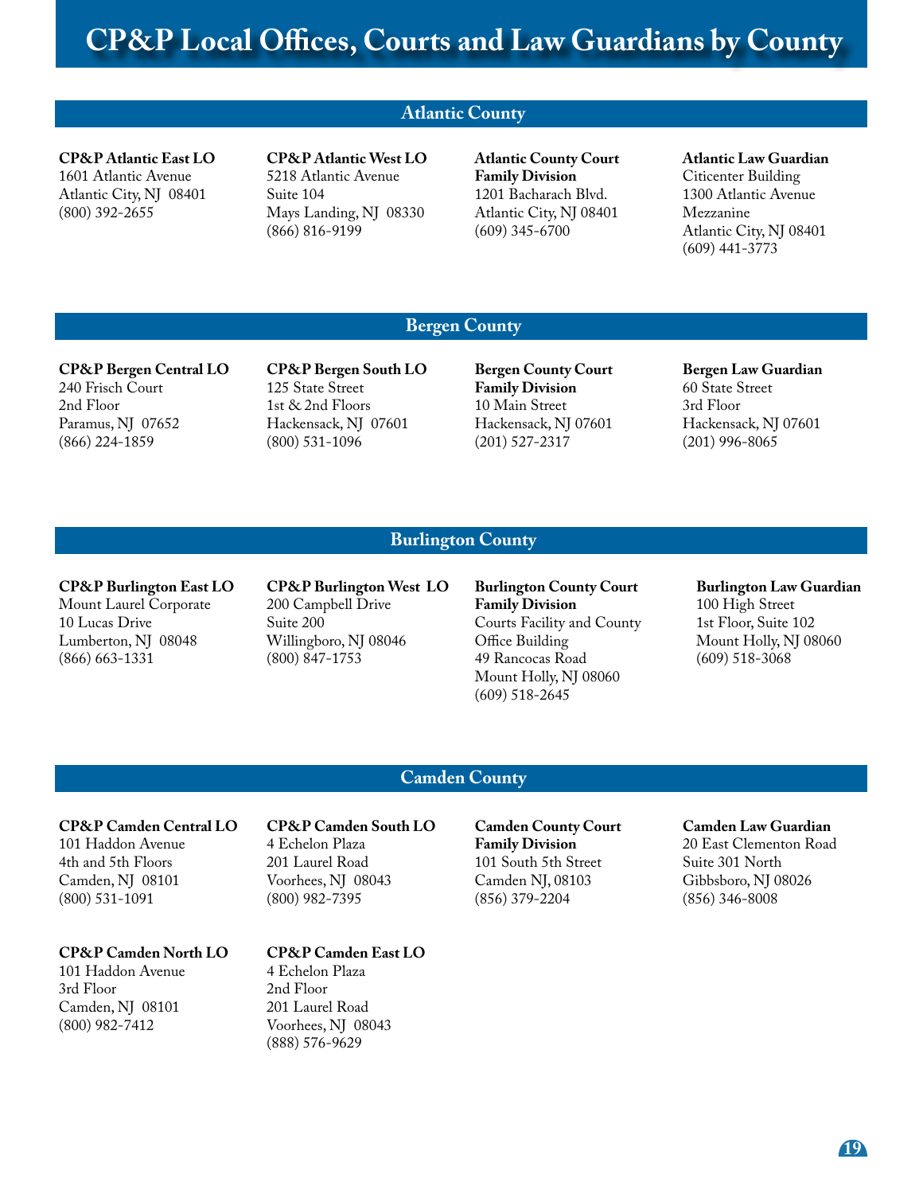# CP&P Local Offices, Courts and Law Guardians by County

## Atlantic County

**CP&P Atlantic East LO**
1601 Atlantic Avenue
Atlantic City, NJ 08401
(800) 392-2655

**CP&P Atlantic West LO**
5218 Atlantic Avenue
Suite 104
Mays Landing, NJ 08330
(866) 816-9199

**Atlantic County Court Family Division**
1201 Bacharach Blvd.
Atlantic City, NJ 08401
(609) 345-6700

**Atlantic Law Guardian**
Citicenter Building
1300 Atlantic Avenue
Mezzanine
Atlantic City, NJ 08401
(609) 441-3773

## Bergen County

**CP&P Bergen Central LO**
240 Frisch Court
2nd Floor
Paramus, NJ 07652
(866) 224-1859

**CP&P Bergen South LO**
125 State Street
1st & 2nd Floors
Hackensack, NJ 07601
(800) 531-1096

**Bergen County Court Family Division**
10 Main Street
Hackensack, NJ 07601
(201) 527-2317

**Bergen Law Guardian**
60 State Street
3rd Floor
Hackensack, NJ 07601
(201) 996-8065

## Burlington County

**CP&P Burlington East LO**
Mount Laurel Corporate
10 Lucas Drive
Lumberton, NJ 08048
(866) 663-1331

**CP&P Burlington West LO**
200 Campbell Drive
Suite 200
Willingboro, NJ 08046
(800) 847-1753

**Burlington County Court Family Division**
Courts Facility and County Office Building
49 Rancocas Road
Mount Holly, NJ 08060
(609) 518-2645

**Burlington Law Guardian**
100 High Street
1st Floor, Suite 102
Mount Holly, NJ 08060
(609) 518-3068

## Camden County

**CP&P Camden Central LO**
101 Haddon Avenue
4th and 5th Floors
Camden, NJ 08101
(800) 531-1091

**CP&P Camden South LO**
4 Echelon Plaza
201 Laurel Road
Voorhees, NJ 08043
(800) 982-7395

**Camden County Court Family Division**
101 South 5th Street
Camden NJ, 08103
(856) 379-2204

**Camden Law Guardian**
20 East Clementon Road
Suite 301 North
Gibbsboro, NJ 08026
(856) 346-8008

**CP&P Camden North LO**
101 Haddon Avenue
3rd Floor
Camden, NJ 08101
(800) 982-7412

**CP&P Camden East LO**
4 Echelon Plaza
2nd Floor
201 Laurel Road
Voorhees, NJ 08043
(888) 576-9629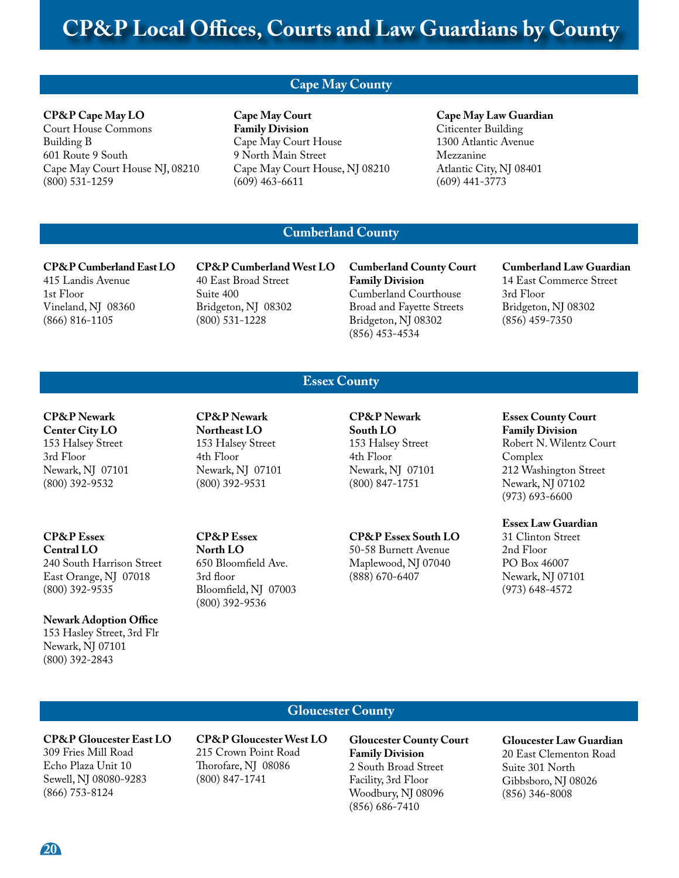# CP&P Local Offices, Courts and Law Guardians by County

## Cape May County

**CP&P Cape May LO**
Court House Commons
Building B
601 Route 9 South
Cape May Court House NJ, 08210
(800) 531-1259

**Cape May Court**
**Family Division**
Cape May Court House
9 North Main Street
Cape May Court House, NJ 08210
(609) 463-6611

**Cape May Law Guardian**
Citicenter Building
1300 Atlantic Avenue
Mezzanine
Atlantic City, NJ 08401
(609) 441-3773

## Cumberland County

**CP&P Cumberland East LO**
415 Landis Avenue
1st Floor
Vineland, NJ 08360
(866) 816-1105

**CP&P Cumberland West LO**
40 East Broad Street
Suite 400
Bridgeton, NJ 08302
(800) 531-1228

**Cumberland County Court**
**Family Division**
Cumberland Courthouse
Broad and Fayette Streets
Bridgeton, NJ 08302
(856) 453-4534

**Cumberland Law Guardian**
14 East Commerce Street
3rd Floor
Bridgeton, NJ 08302
(856) 459-7350

## Essex County

**CP&P Newark Center City LO**
153 Halsey Street
3rd Floor
Newark, NJ 07101
(800) 392-9532

**CP&P Newark Northeast LO**
153 Halsey Street
4th Floor
Newark, NJ 07101
(800) 392-9531

**CP&P Newark South LO**
153 Halsey Street
4th Floor
Newark, NJ 07101
(800) 847-1751

**Essex County Court**
**Family Division**
Robert N. Wilentz Court Complex
212 Washington Street
Newark, NJ 07102
(973) 693-6600

**CP&P Essex Central LO**
240 South Harrison Street
East Orange, NJ 07018
(800) 392-9535

**CP&P Essex North LO**
650 Bloomfield Ave.
3rd floor
Bloomfield, NJ 07003
(800) 392-9536

**CP&P Essex South LO**
50-58 Burnett Avenue
Maplewood, NJ 07040
(888) 670-6407

**Essex Law Guardian**
31 Clinton Street
2nd Floor
PO Box 46007
Newark, NJ 07101
(973) 648-4572

**Newark Adoption Office**
153 Hasley Street, 3rd Flr
Newark, NJ 07101
(800) 392-2843

## Gloucester County

**CP&P Gloucester East LO**
309 Fries Mill Road
Echo Plaza Unit 10
Sewell, NJ 08080-9283
(866) 753-8124

**CP&P Gloucester West LO**
215 Crown Point Road
Thorofare, NJ 08086
(800) 847-1741

**Gloucester County Court**
**Family Division**
2 South Broad Street
Facility, 3rd Floor
Woodbury, NJ 08096
(856) 686-7410

**Gloucester Law Guardian**
20 East Clementon Road
Suite 301 North
Gibbsboro, NJ 08026
(856) 346-8008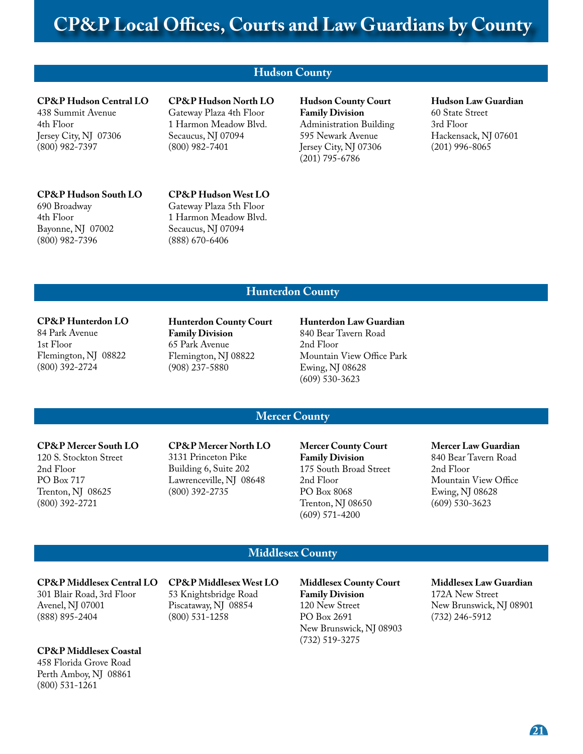# CP&P Local Offices, Courts and Law Guardians by County

## Hudson County

**CP&P Hudson Central LO**
438 Summit Avenue
4th Floor
Jersey City, NJ 07306
(800) 982-7397

**CP&P Hudson North LO**
Gateway Plaza 4th Floor
1 Harmon Meadow Blvd.
Secaucus, NJ 07094
(800) 982-7401

**Hudson County Court Family Division**
Administration Building
595 Newark Avenue
Jersey City, NJ 07306
(201) 795-6786

**Hudson Law Guardian**
60 State Street
3rd Floor
Hackensack, NJ 07601
(201) 996-8065

**CP&P Hudson South LO**
690 Broadway
4th Floor
Bayonne, NJ 07002
(800) 982-7396

**CP&P Hudson West LO**
Gateway Plaza 5th Floor
1 Harmon Meadow Blvd.
Secaucus, NJ 07094
(888) 670-6406

## Hunterdon County

**CP&P Hunterdon LO**
84 Park Avenue
1st Floor
Flemington, NJ 08822
(800) 392-2724

**Hunterdon County Court Family Division**
65 Park Avenue
Flemington, NJ 08822
(908) 237-5880

**Hunterdon Law Guardian**
840 Bear Tavern Road
2nd Floor
Mountain View Office Park
Ewing, NJ 08628
(609) 530-3623

## Mercer County

**CP&P Mercer South LO**
120 S. Stockton Street
2nd Floor
PO Box 717
Trenton, NJ 08625
(800) 392-2721

**CP&P Mercer North LO**
3131 Princeton Pike
Building 6, Suite 202
Lawrenceville, NJ 08648
(800) 392-2735

**Mercer County Court Family Division**
175 South Broad Street
2nd Floor
PO Box 8068
Trenton, NJ 08650
(609) 571-4200

**Mercer Law Guardian**
840 Bear Tavern Road
2nd Floor
Mountain View Office
Ewing, NJ 08628
(609) 530-3623

## Middlesex County

**CP&P Middlesex Central LO**
301 Blair Road, 3rd Floor
Avenel, NJ 07001
(888) 895-2404

**CP&P Middlesex West LO**
53 Knightsbridge Road
Piscataway, NJ 08854
(800) 531-1258

**Middlesex County Court Family Division**
120 New Street
PO Box 2691
New Brunswick, NJ 08903
(732) 519-3275

**Middlesex Law Guardian**
172A New Street
New Brunswick, NJ 08901
(732) 246-5912

**CP&P Middlesex Coastal**
458 Florida Grove Road
Perth Amboy, NJ 08861
(800) 531-1261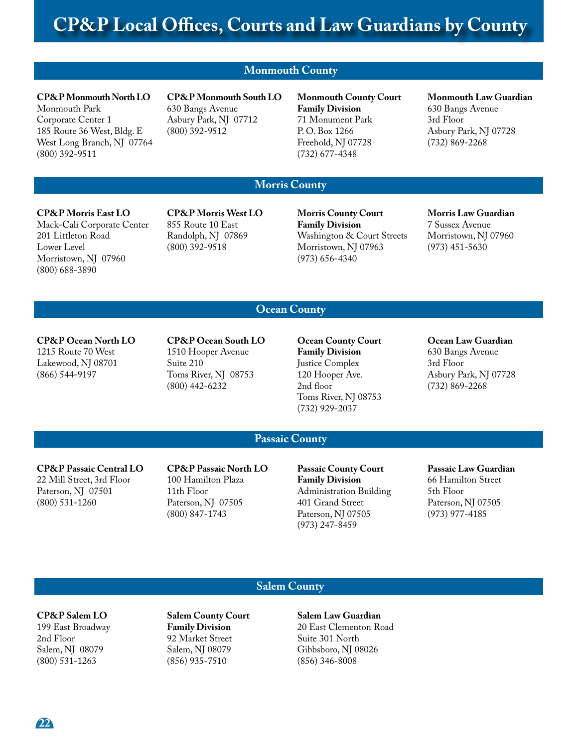# CP&P Local Offices, Courts and Law Guardians by County

## Monmouth County

**CP&P Monmouth North LO**
Monmouth Park
Corporate Center 1
185 Route 36 West, Bldg. E
West Long Branch, NJ 07764
(800) 392-9511

**CP&P Monmouth South LO**
630 Bangs Avenue
Asbury Park, NJ 07712
(800) 392-9512

**Monmouth County Court Family Division**
71 Monument Park
P. O. Box 1266
Freehold, NJ 07728
(732) 677-4348

**Monmouth Law Guardian**
630 Bangs Avenue
3rd Floor
Asbury Park, NJ 07728
(732) 869-2268

## Morris County

**CP&P Morris East LO**
Mack-Cali Corporate Center
201 Littleton Road
Lower Level
Morristown, NJ 07960
(800) 688-3890

**CP&P Morris West LO**
855 Route 10 East
Randolph, NJ 07869
(800) 392-9518

**Morris County Court Family Division**
Washington & Court Streets
Morristown, NJ 07963
(973) 656-4340

**Morris Law Guardian**
7 Sussex Avenue
Morristown, NJ 07960
(973) 451-5630

## Ocean County

**CP&P Ocean North LO**
1215 Route 70 West
Lakewood, NJ 08701
(866) 544-9197

**CP&P Ocean South LO**
1510 Hooper Avenue
Suite 210
Toms River, NJ 08753
(800) 442-6232

**Ocean County Court Family Division**
Justice Complex
120 Hooper Ave.
2nd floor
Toms River, NJ 08753
(732) 929-2037

**Ocean Law Guardian**
630 Bangs Avenue
3rd Floor
Asbury Park, NJ 07728
(732) 869-2268

## Passaic County

**CP&P Passaic Central LO**
22 Mill Street, 3rd Floor
Paterson, NJ 07501
(800) 531-1260

**CP&P Passaic North LO**
100 Hamilton Plaza
11th Floor
Paterson, NJ 07505
(800) 847-1743

**Passaic County Court Family Division**
Administration Building
401 Grand Street
Paterson, NJ 07505
(973) 247-8459

**Passaic Law Guardian**
66 Hamilton Street
5th Floor
Paterson, NJ 07505
(973) 977-4185

## Salem County

**CP&P Salem LO**
199 East Broadway
2nd Floor
Salem, NJ 08079
(800) 531-1263

**Salem County Court Family Division**
92 Market Street
Salem, NJ 08079
(856) 935-7510

**Salem Law Guardian**
20 East Clementon Road
Suite 301 North
Gibbsboro, NJ 08026
(856) 346-8008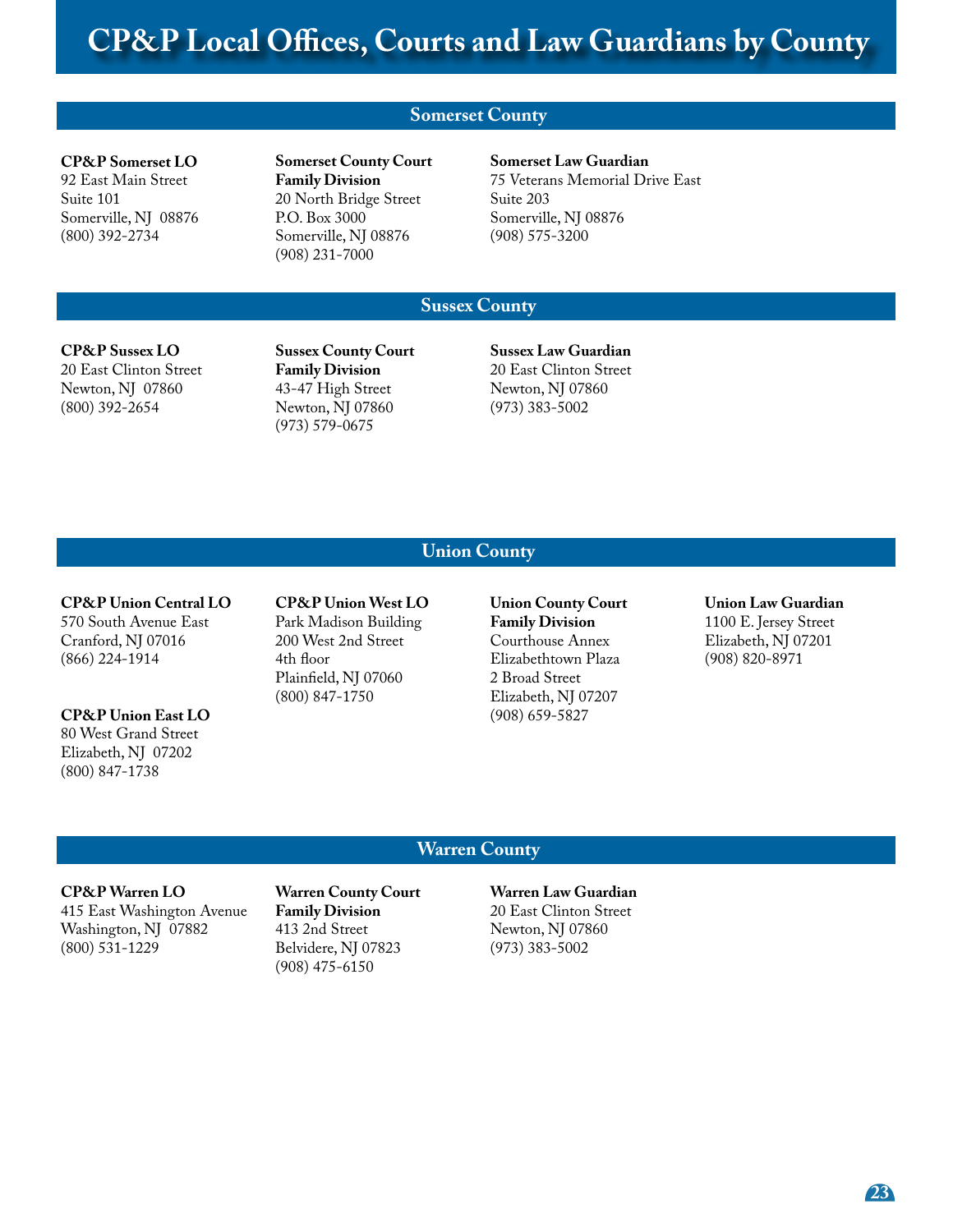# CP&P Local Offices, Courts and Law Guardians by County

## Somerset County

**CP&P Somerset LO**
92 East Main Street
Suite 101
Somerville, NJ 08876
(800) 392-2734

**Somerset County Court**
**Family Division**
20 North Bridge Street
P.O. Box 3000
Somerville, NJ 08876
(908) 231-7000

**Somerset Law Guardian**
75 Veterans Memorial Drive East
Suite 203
Somerville, NJ 08876
(908) 575-3200

## Sussex County

**CP&P Sussex LO**
20 East Clinton Street
Newton, NJ 07860
(800) 392-2654

**Sussex County Court**
**Family Division**
43-47 High Street
Newton, NJ 07860
(973) 579-0675

**Sussex Law Guardian**
20 East Clinton Street
Newton, NJ 07860
(973) 383-5002

## Union County

**CP&P Union Central LO**
570 South Avenue East
Cranford, NJ 07016
(866) 224-1914

**CP&P Union East LO**
80 West Grand Street
Elizabeth, NJ 07202
(800) 847-1738

**CP&P Union West LO**
Park Madison Building
200 West 2nd Street
4th floor
Plainfield, NJ 07060
(800) 847-1750

**Union County Court**
**Family Division**
Courthouse Annex
Elizabethtown Plaza
2 Broad Street
Elizabeth, NJ 07207
(908) 659-5827

**Union Law Guardian**
1100 E. Jersey Street
Elizabeth, NJ 07201
(908) 820-8971

## Warren County

**CP&P Warren LO**
415 East Washington Avenue
Washington, NJ 07882
(800) 531-1229

**Warren County Court**
**Family Division**
413 2nd Street
Belvidere, NJ 07823
(908) 475-6150

**Warren Law Guardian**
20 East Clinton Street
Newton, NJ 07860
(973) 383-5002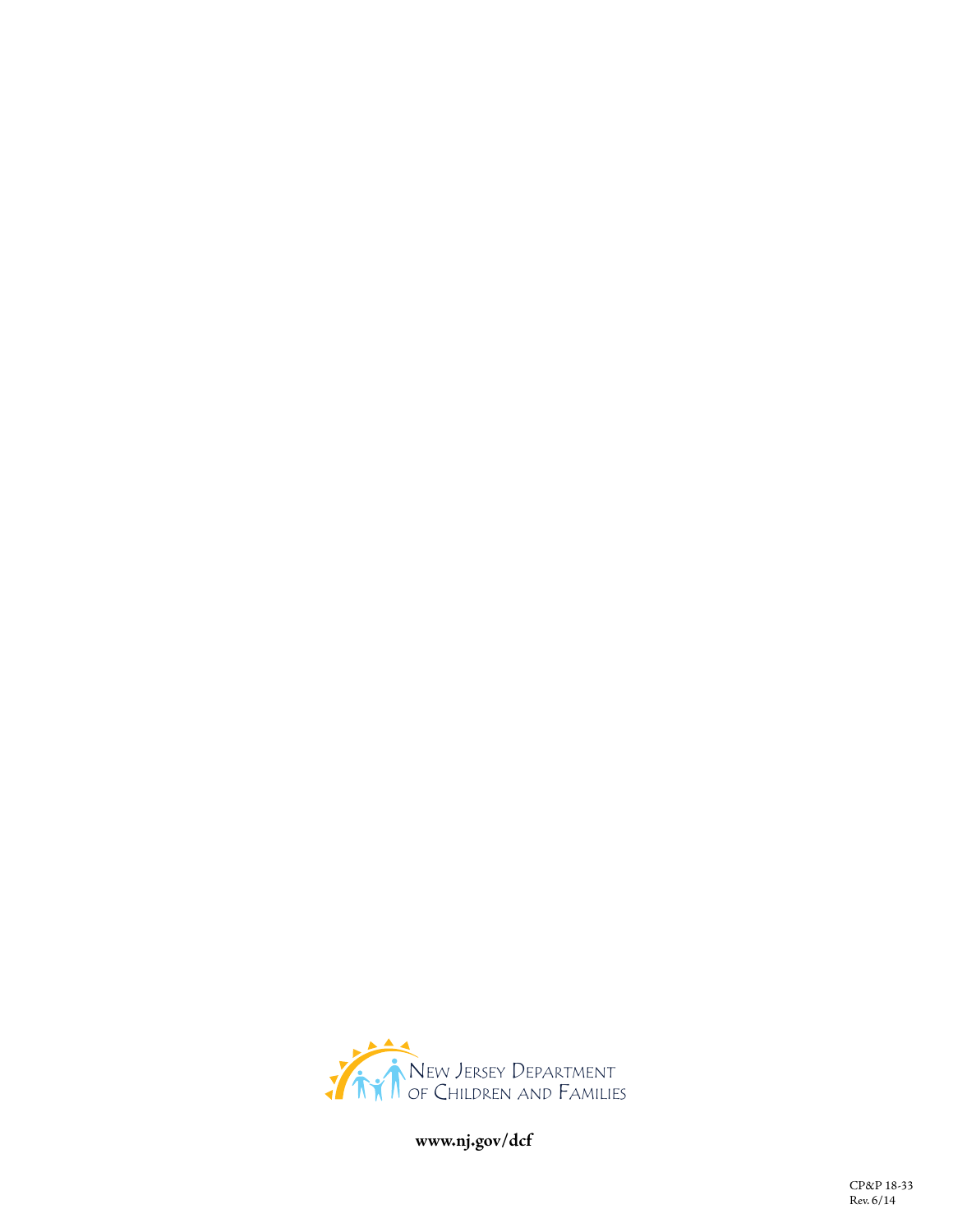NEW JERSEY DEPARTMENT OF CHILDREN AND FAMILIES

**www.nj.gov/dcf**

CP&P 18-33
Rev. 6/14